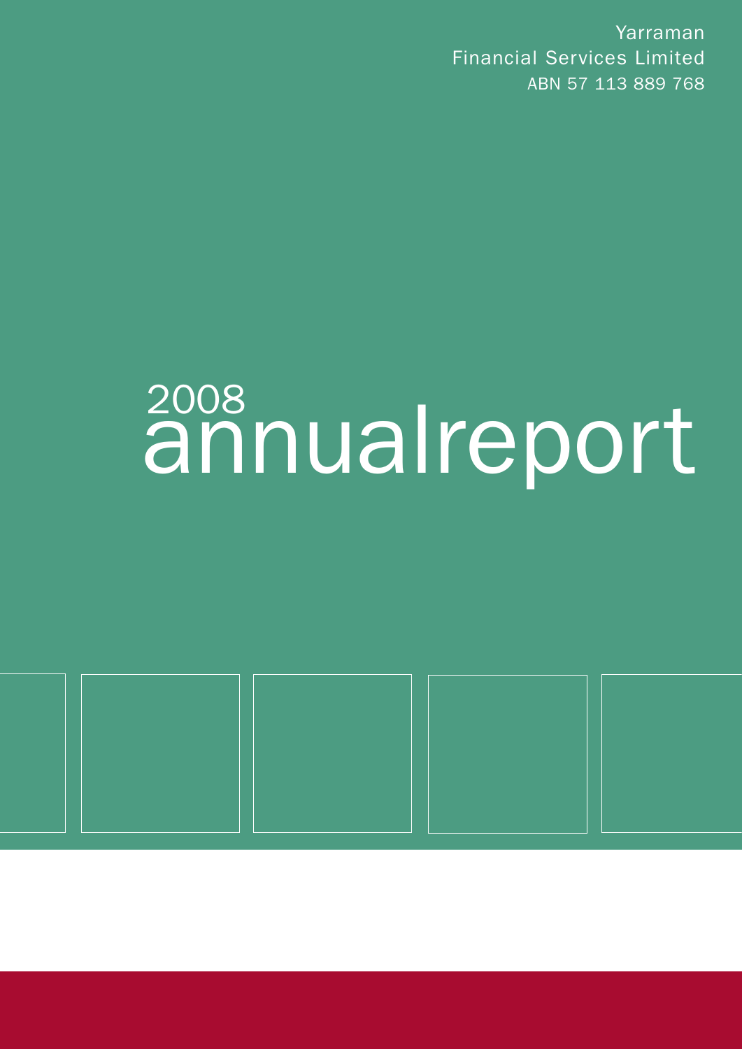Yarraman
Financial Services Limited
ABN 57 113 889 768

# 2008 annualreport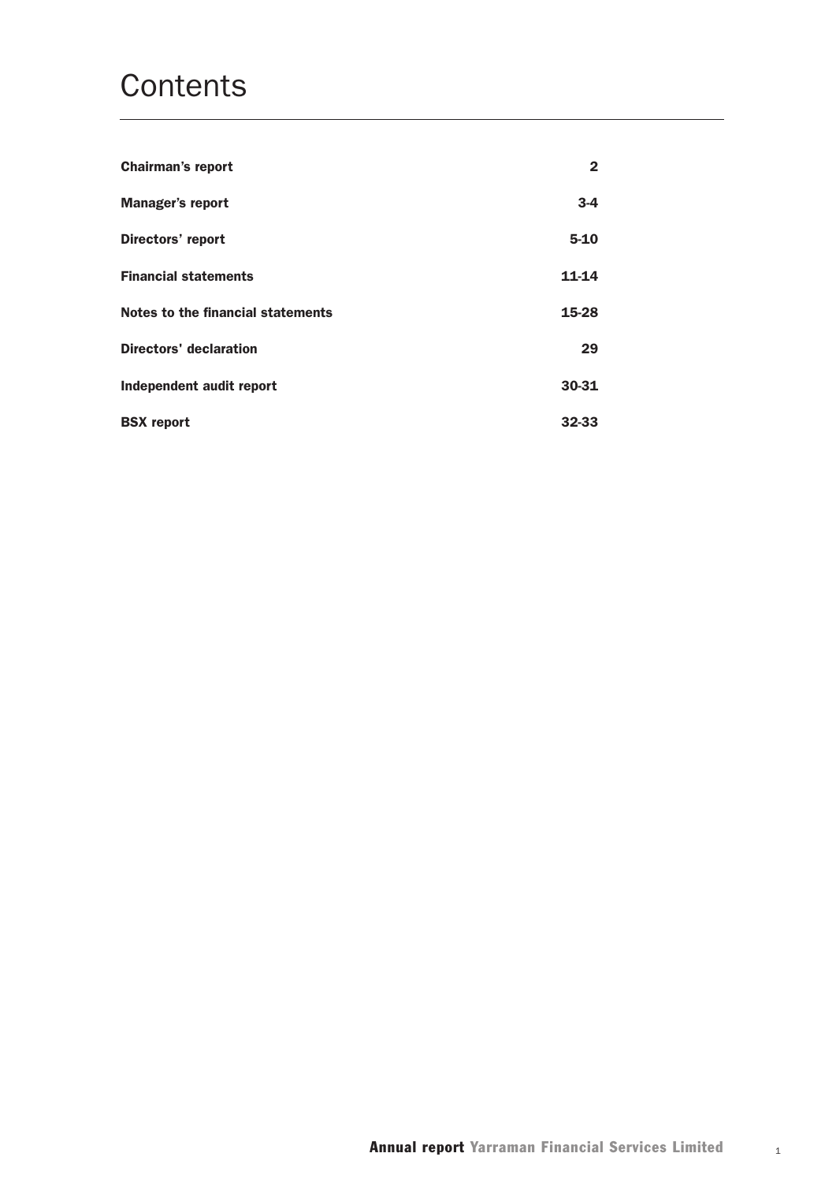# Contents

| | |
|---|---|
| **Chairman's report** | **2** |
| **Manager's report** | **3-4** |
| **Directors' report** | **5-10** |
| **Financial statements** | **11-14** |
| **Notes to the financial statements** | **15-28** |
| **Directors' declaration** | **29** |
| **Independent audit report** | **30-31** |
| **BSX report** | **32-33** |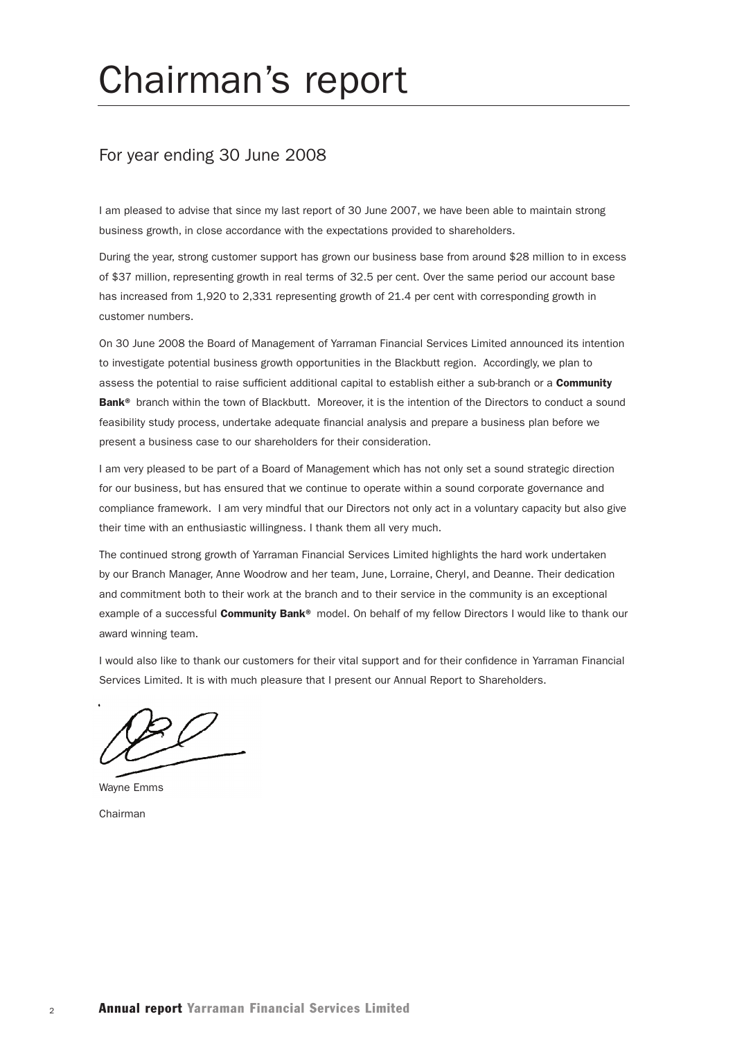# Chairman's report

## For year ending 30 June 2008

I am pleased to advise that since my last report of 30 June 2007, we have been able to maintain strong business growth, in close accordance with the expectations provided to shareholders.

During the year, strong customer support has grown our business base from around $28 million to in excess of $37 million, representing growth in real terms of 32.5 per cent. Over the same period our account base has increased from 1,920 to 2,331 representing growth of 21.4 per cent with corresponding growth in customer numbers.

On 30 June 2008 the Board of Management of Yarraman Financial Services Limited announced its intention to investigate potential business growth opportunities in the Blackbutt region. Accordingly, we plan to assess the potential to raise sufficient additional capital to establish either a sub-branch or a **Community Bank®** branch within the town of Blackbutt. Moreover, it is the intention of the Directors to conduct a sound feasibility study process, undertake adequate financial analysis and prepare a business plan before we present a business case to our shareholders for their consideration.

I am very pleased to be part of a Board of Management which has not only set a sound strategic direction for our business, but has ensured that we continue to operate within a sound corporate governance and compliance framework. I am very mindful that our Directors not only act in a voluntary capacity but also give their time with an enthusiastic willingness. I thank them all very much.

The continued strong growth of Yarraman Financial Services Limited highlights the hard work undertaken by our Branch Manager, Anne Woodrow and her team, June, Lorraine, Cheryl, and Deanne. Their dedication and commitment both to their work at the branch and to their service in the community is an exceptional example of a successful **Community Bank®** model. On behalf of my fellow Directors I would like to thank our award winning team.

I would also like to thank our customers for their vital support and for their confidence in Yarraman Financial Services Limited. It is with much pleasure that I present our Annual Report to Shareholders.

Wayne Emms

Chairman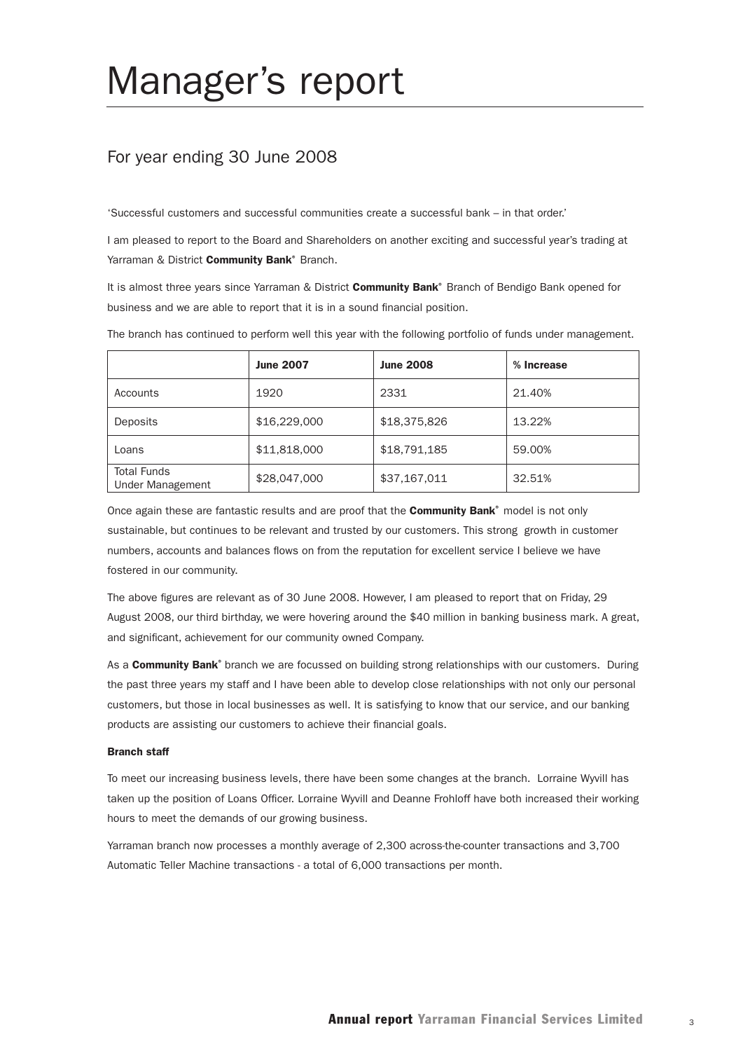# Manager's report

## For year ending 30 June 2008

'Successful customers and successful communities create a successful bank – in that order.'

I am pleased to report to the Board and Shareholders on another exciting and successful year's trading at Yarraman & District **Community Bank**® Branch.

It is almost three years since Yarraman & District **Community Bank**® Branch of Bendigo Bank opened for business and we are able to report that it is in a sound financial position.

The branch has continued to perform well this year with the following portfolio of funds under management.

| | **June 2007** | **June 2008** | **% Increase** |
|---|---|---|---|
| Accounts | 1920 | 2331 | 21.40% |
| Deposits | $16,229,000 | $18,375,826 | 13.22% |
| Loans | $11,818,000 | $18,791,185 | 59.00% |
| Total Funds Under Management | $28,047,000 | $37,167,011 | 32.51% |

Once again these are fantastic results and are proof that the **Community Bank**® model is not only sustainable, but continues to be relevant and trusted by our customers. This strong growth in customer numbers, accounts and balances flows on from the reputation for excellent service I believe we have fostered in our community.

The above figures are relevant as of 30 June 2008. However, I am pleased to report that on Friday, 29 August 2008, our third birthday, we were hovering around the $40 million in banking business mark. A great, and significant, achievement for our community owned Company.

As a **Community Bank**® branch we are focussed on building strong relationships with our customers. During the past three years my staff and I have been able to develop close relationships with not only our personal customers, but those in local businesses as well. It is satisfying to know that our service, and our banking products are assisting our customers to achieve their financial goals.

**Branch staff**

To meet our increasing business levels, there have been some changes at the branch. Lorraine Wyvill has taken up the position of Loans Officer. Lorraine Wyvill and Deanne Frohloff have both increased their working hours to meet the demands of our growing business.

Yarraman branch now processes a monthly average of 2,300 across-the-counter transactions and 3,700 Automatic Teller Machine transactions - a total of 6,000 transactions per month.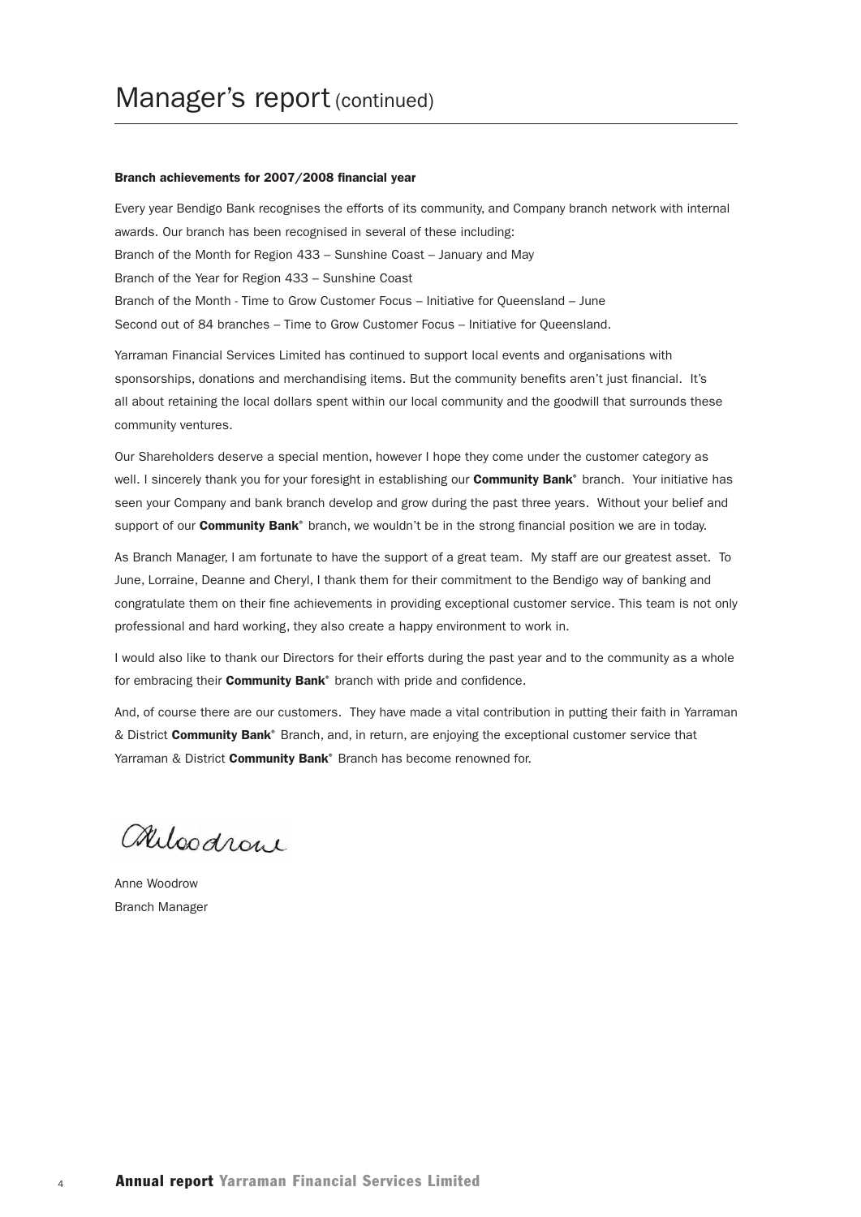# Manager's report (continued)

**Branch achievements for 2007/2008 financial year**

Every year Bendigo Bank recognises the efforts of its community, and Company branch network with internal awards. Our branch has been recognised in several of these including:

Branch of the Month for Region 433 – Sunshine Coast – January and May

Branch of the Year for Region 433 – Sunshine Coast

Branch of the Month - Time to Grow Customer Focus – Initiative for Queensland – June

Second out of 84 branches – Time to Grow Customer Focus – Initiative for Queensland.

Yarraman Financial Services Limited has continued to support local events and organisations with sponsorships, donations and merchandising items. But the community benefits aren't just financial. It's all about retaining the local dollars spent within our local community and the goodwill that surrounds these community ventures.

Our Shareholders deserve a special mention, however I hope they come under the customer category as well. I sincerely thank you for your foresight in establishing our **Community Bank**® branch. Your initiative has seen your Company and bank branch develop and grow during the past three years. Without your belief and support of our **Community Bank**® branch, we wouldn't be in the strong financial position we are in today.

As Branch Manager, I am fortunate to have the support of a great team. My staff are our greatest asset. To June, Lorraine, Deanne and Cheryl, I thank them for their commitment to the Bendigo way of banking and congratulate them on their fine achievements in providing exceptional customer service. This team is not only professional and hard working, they also create a happy environment to work in.

I would also like to thank our Directors for their efforts during the past year and to the community as a whole for embracing their **Community Bank**® branch with pride and confidence.

And, of course there are our customers. They have made a vital contribution in putting their faith in Yarraman & District **Community Bank**® Branch, and, in return, are enjoying the exceptional customer service that Yarraman & District **Community Bank**® Branch has become renowned for.

Anne Woodrow

Branch Manager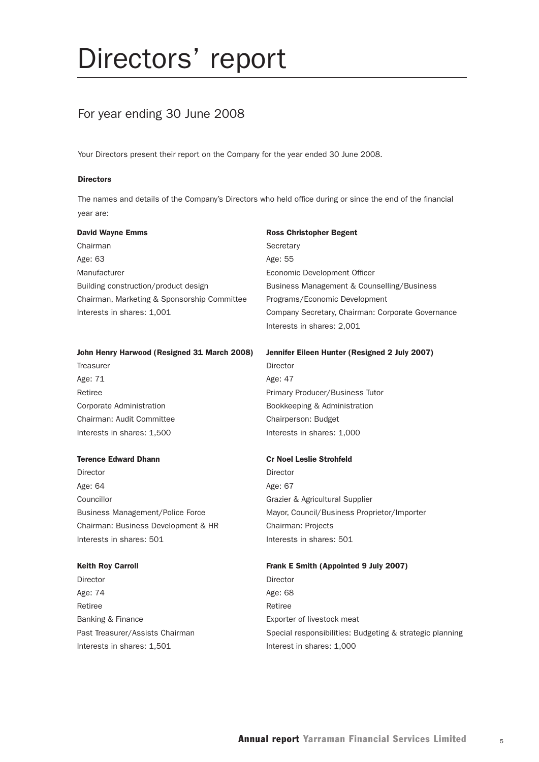# Directors' report

## For year ending 30 June 2008

Your Directors present their report on the Company for the year ended 30 June 2008.

**Directors**

The names and details of the Company's Directors who held office during or since the end of the financial year are:

**David Wayne Emms**
Chairman
Age: 63
Manufacturer
Building construction/product design
Chairman, Marketing & Sponsorship Committee
Interests in shares: 1,001

**Ross Christopher Begent**
Secretary
Age: 55
Economic Development Officer
Business Management & Counselling/Business Programs/Economic Development
Company Secretary, Chairman: Corporate Governance
Interests in shares: 2,001

**John Henry Harwood (Resigned 31 March 2008)**
Treasurer
Age: 71
Retiree
Corporate Administration
Chairman: Audit Committee
Interests in shares: 1,500

**Jennifer Eileen Hunter (Resigned 2 July 2007)**
Director
Age: 47
Primary Producer/Business Tutor
Bookkeeping & Administration
Chairperson: Budget
Interests in shares: 1,000

**Terence Edward Dhann**
Director
Age: 64
Councillor
Business Management/Police Force
Chairman: Business Development & HR
Interests in shares: 501

**Cr Noel Leslie Strohfeld**
Director
Age: 67
Grazier & Agricultural Supplier
Mayor, Council/Business Proprietor/Importer
Chairman: Projects
Interests in shares: 501

**Keith Roy Carroll**
Director
Age: 74
Retiree
Banking & Finance
Past Treasurer/Assists Chairman
Interests in shares: 1,501

**Frank E Smith (Appointed 9 July 2007)**
Director
Age: 68
Retiree
Exporter of livestock meat
Special responsibilities: Budgeting & strategic planning
Interest in shares: 1,000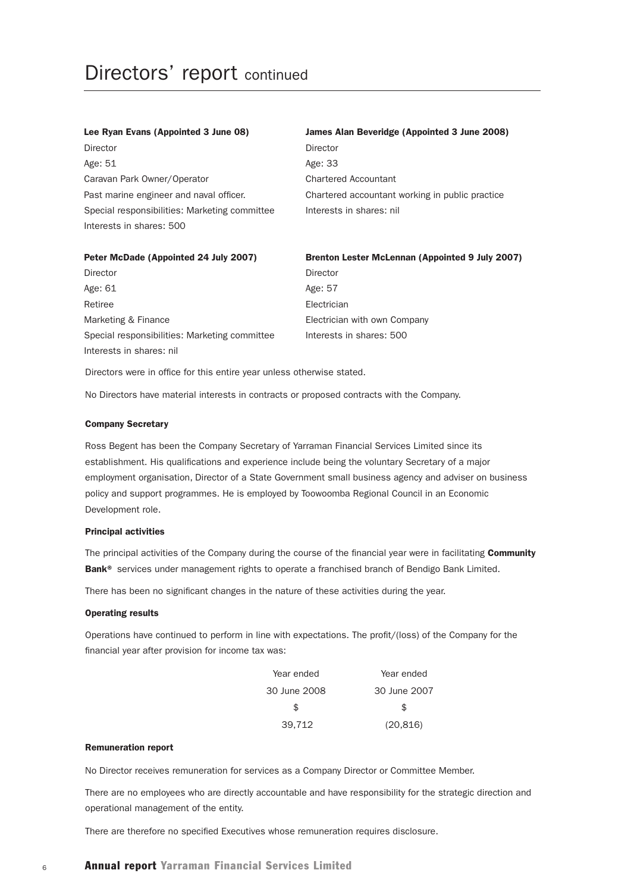# Directors' report continued

**Lee Ryan Evans (Appointed 3 June 08)**
Director
Age: 51
Caravan Park Owner/Operator
Past marine engineer and naval officer.
Special responsibilities: Marketing committee
Interests in shares: 500

**James Alan Beveridge (Appointed 3 June 2008)**
Director
Age: 33
Chartered Accountant
Chartered accountant working in public practice
Interests in shares: nil

**Peter McDade (Appointed 24 July 2007)**
Director
Age: 61
Retiree
Marketing & Finance
Special responsibilities: Marketing committee
Interests in shares: nil

**Brenton Lester McLennan (Appointed 9 July 2007)**
Director
Age: 57
Electrician
Electrician with own Company
Interests in shares: 500

Directors were in office for this entire year unless otherwise stated.

No Directors have material interests in contracts or proposed contracts with the Company.

### Company Secretary

Ross Begent has been the Company Secretary of Yarraman Financial Services Limited since its establishment. His qualifications and experience include being the voluntary Secretary of a major employment organisation, Director of a State Government small business agency and adviser on business policy and support programmes. He is employed by Toowoomba Regional Council in an Economic Development role.

### Principal activities

The principal activities of the Company during the course of the financial year were in facilitating **Community Bank®** services under management rights to operate a franchised branch of Bendigo Bank Limited.

There has been no significant changes in the nature of these activities during the year.

### Operating results

Operations have continued to perform in line with expectations. The profit/(loss) of the Company for the financial year after provision for income tax was:

| Year ended 30 June 2008 | Year ended 30 June 2007 |
|---|---|
| $ | $ |
| 39,712 | (20,816) |

### Remuneration report

No Director receives remuneration for services as a Company Director or Committee Member.

There are no employees who are directly accountable and have responsibility for the strategic direction and operational management of the entity.

There are therefore no specified Executives whose remuneration requires disclosure.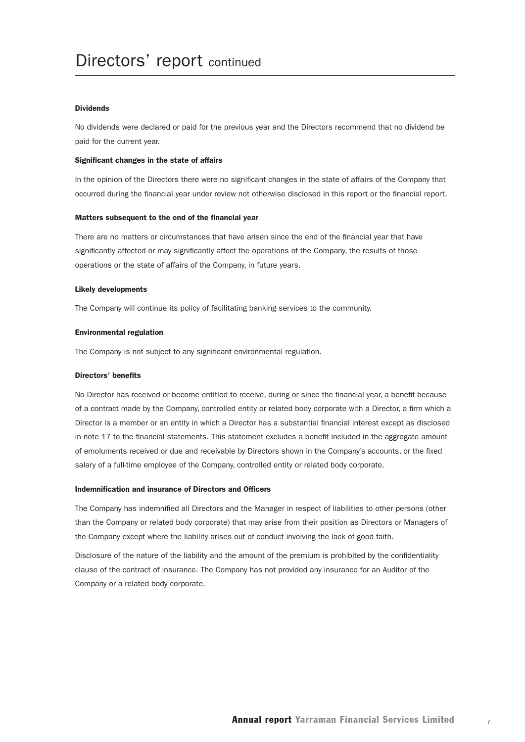# Directors' report continued

### Dividends

No dividends were declared or paid for the previous year and the Directors recommend that no dividend be paid for the current year.

### Significant changes in the state of affairs

In the opinion of the Directors there were no significant changes in the state of affairs of the Company that occurred during the financial year under review not otherwise disclosed in this report or the financial report.

### Matters subsequent to the end of the financial year

There are no matters or circumstances that have arisen since the end of the financial year that have significantly affected or may significantly affect the operations of the Company, the results of those operations or the state of affairs of the Company, in future years.

### Likely developments

The Company will continue its policy of facilitating banking services to the community.

### Environmental regulation

The Company is not subject to any significant environmental regulation.

### Directors' benefits

No Director has received or become entitled to receive, during or since the financial year, a benefit because of a contract made by the Company, controlled entity or related body corporate with a Director, a firm which a Director is a member or an entity in which a Director has a substantial financial interest except as disclosed in note 17 to the financial statements. This statement excludes a benefit included in the aggregate amount of emoluments received or due and receivable by Directors shown in the Company's accounts, or the fixed salary of a full-time employee of the Company, controlled entity or related body corporate.

### Indemnification and insurance of Directors and Officers

The Company has indemnified all Directors and the Manager in respect of liabilities to other persons (other than the Company or related body corporate) that may arise from their position as Directors or Managers of the Company except where the liability arises out of conduct involving the lack of good faith.

Disclosure of the nature of the liability and the amount of the premium is prohibited by the confidentiality clause of the contract of insurance. The Company has not provided any insurance for an Auditor of the Company or a related body corporate.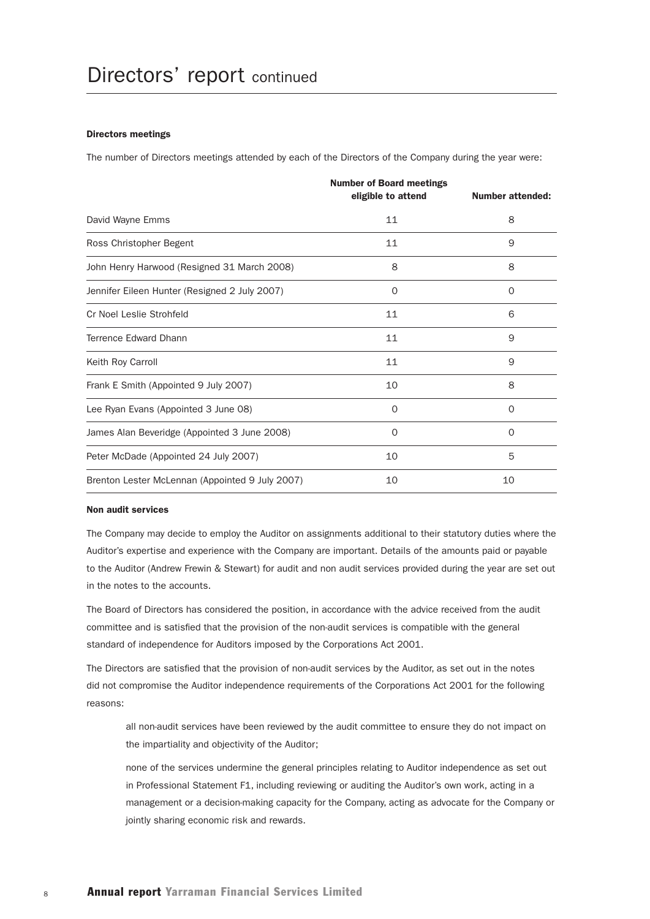# Directors' report continued

### Directors meetings

The number of Directors meetings attended by each of the Directors of the Company during the year were:

| | Number of Board meetings eligible to attend | Number attended: |
|---|---|---|
| David Wayne Emms | 11 | 8 |
| Ross Christopher Begent | 11 | 9 |
| John Henry Harwood (Resigned 31 March 2008) | 8 | 8 |
| Jennifer Eileen Hunter (Resigned 2 July 2007) | 0 | 0 |
| Cr Noel Leslie Strohfeld | 11 | 6 |
| Terrence Edward Dhann | 11 | 9 |
| Keith Roy Carroll | 11 | 9 |
| Frank E Smith (Appointed 9 July 2007) | 10 | 8 |
| Lee Ryan Evans (Appointed 3 June 08) | 0 | 0 |
| James Alan Beveridge (Appointed 3 June 2008) | 0 | 0 |
| Peter McDade (Appointed 24 July 2007) | 10 | 5 |
| Brenton Lester McLennan (Appointed 9 July 2007) | 10 | 10 |

### Non audit services

The Company may decide to employ the Auditor on assignments additional to their statutory duties where the Auditor's expertise and experience with the Company are important. Details of the amounts paid or payable to the Auditor (Andrew Frewin & Stewart) for audit and non audit services provided during the year are set out in the notes to the accounts.

The Board of Directors has considered the position, in accordance with the advice received from the audit committee and is satisfied that the provision of the non-audit services is compatible with the general standard of independence for Auditors imposed by the Corporations Act 2001.

The Directors are satisfied that the provision of non-audit services by the Auditor, as set out in the notes did not compromise the Auditor independence requirements of the Corporations Act 2001 for the following reasons:

- all non-audit services have been reviewed by the audit committee to ensure they do not impact on the impartiality and objectivity of the Auditor;
- none of the services undermine the general principles relating to Auditor independence as set out in Professional Statement F1, including reviewing or auditing the Auditor's own work, acting in a management or a decision-making capacity for the Company, acting as advocate for the Company or jointly sharing economic risk and rewards.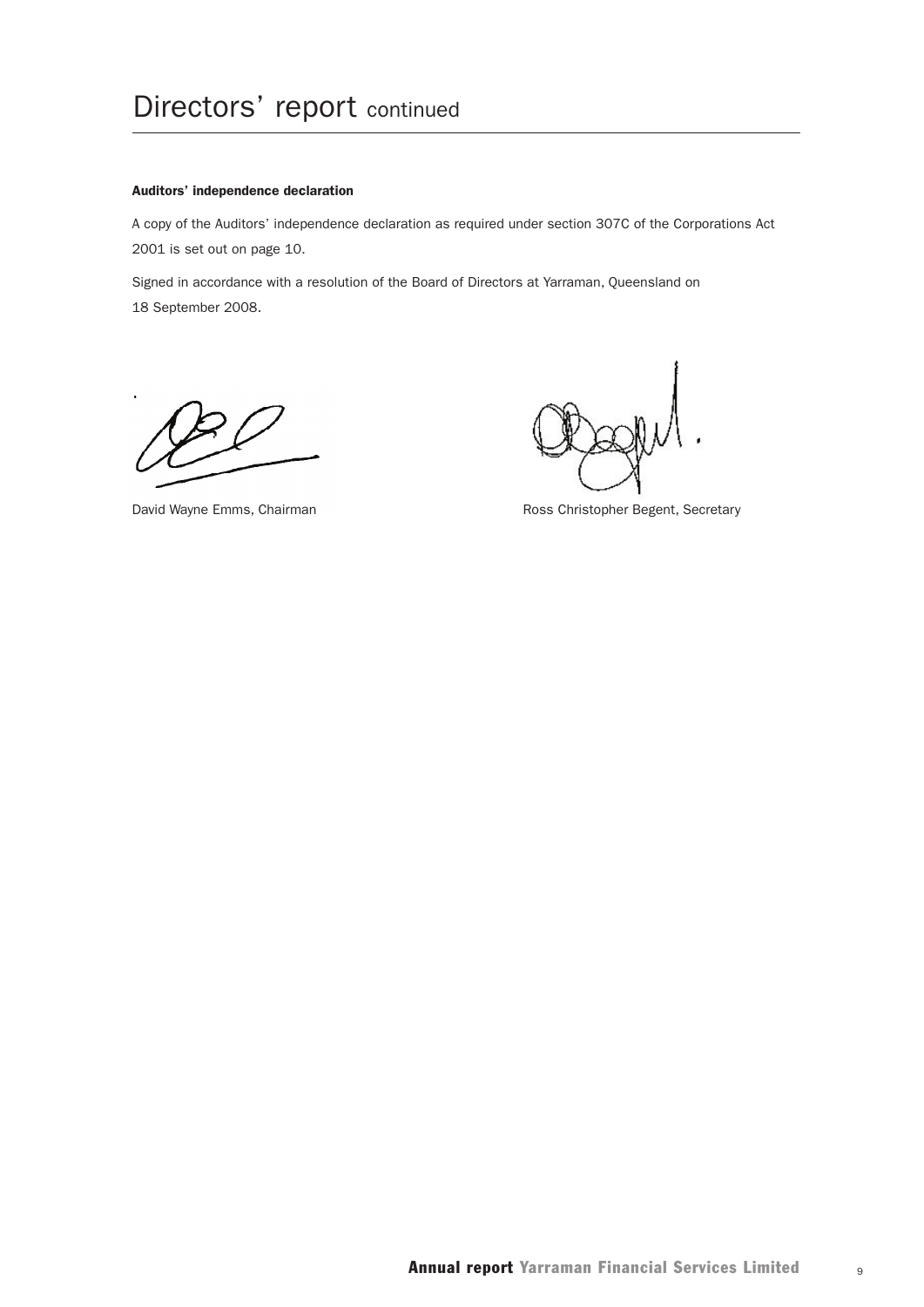# Directors' report continued

**Auditors' independence declaration**

A copy of the Auditors' independence declaration as required under section 307C of the Corporations Act 2001 is set out on page 10.

Signed in accordance with a resolution of the Board of Directors at Yarraman, Queensland on 18 September 2008.

David Wayne Emms, Chairman

Ross Christopher Begent, Secretary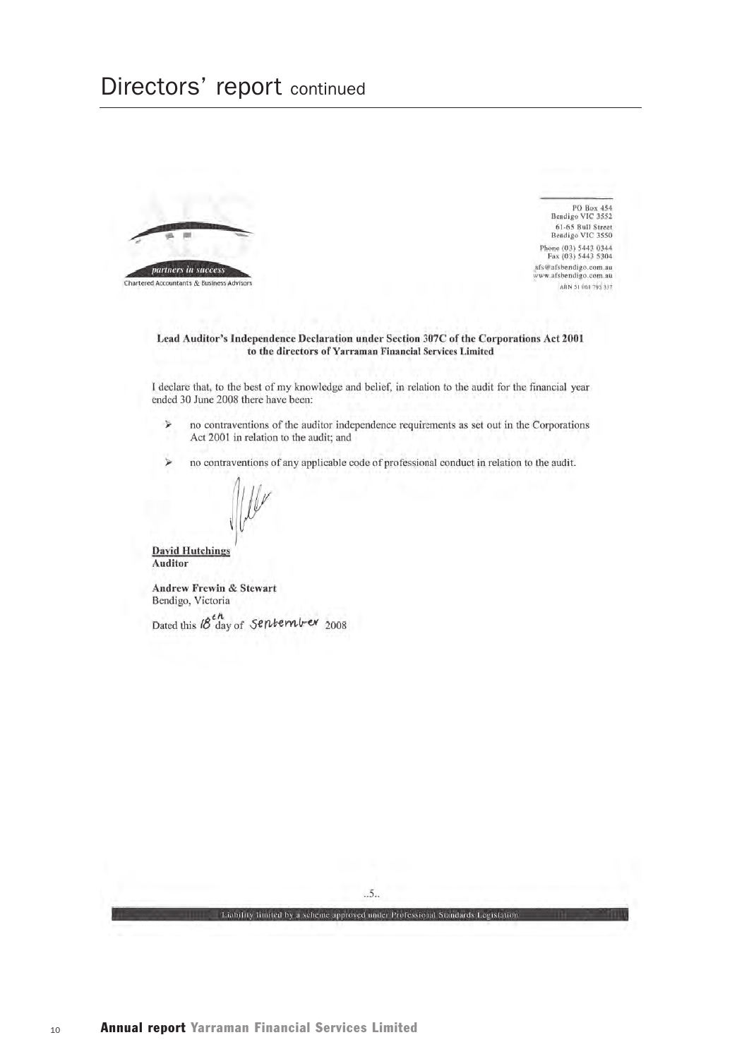# Directors' report continued

partners in success
Chartered Accountants & Business Advisors

PO Box 454
Bendigo VIC 3552
61-65 Bull Street
Bendigo VIC 3550
Phone (03) 5443 0344
Fax (03) 5443 5304
afs@afsbendigo.com.au
www.afsbendigo.com.au
ABN 51 061 795 337

**Lead Auditor's Independence Declaration under Section 307C of the Corporations Act 2001 to the directors of Yarraman Financial Services Limited**

I declare that, to the best of my knowledge and belief, in relation to the audit for the financial year ended 30 June 2008 there have been:

- no contraventions of the auditor independence requirements as set out in the Corporations Act 2001 in relation to the audit; and
- no contraventions of any applicable code of professional conduct in relation to the audit.

**David Hutchings**
**Auditor**

**Andrew Frewin & Stewart**
Bendigo, Victoria

Dated this 18th day of September 2008

..5..

Liability limited by a scheme approved under Professional Standards Legislation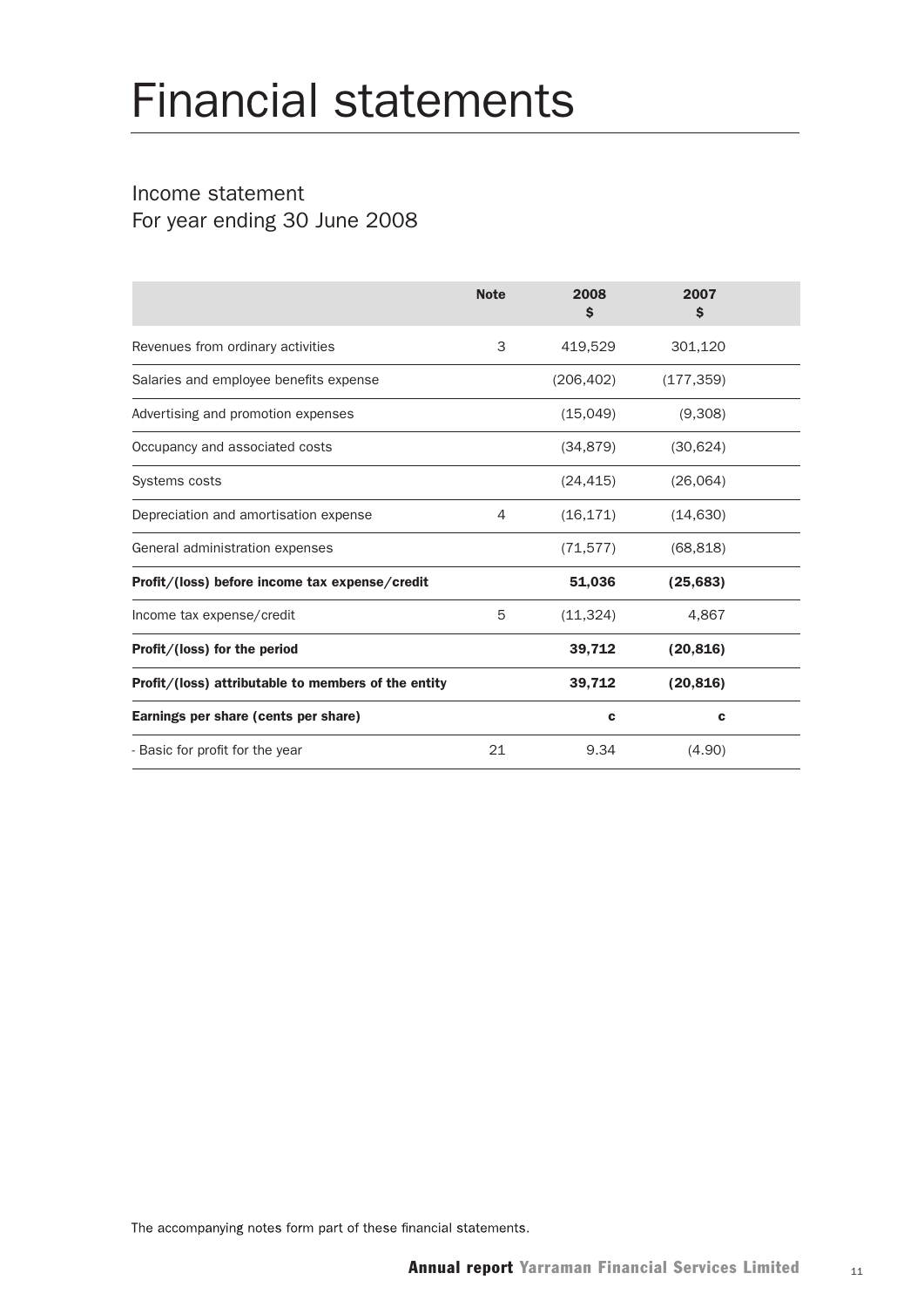# Financial statements

## Income statement
For year ending 30 June 2008

| | Note | 2008<br>$ | 2007<br>$ |
|---|---|---|---|
| Revenues from ordinary activities | 3 | 419,529 | 301,120 |
| Salaries and employee benefits expense | | (206,402) | (177,359) |
| Advertising and promotion expenses | | (15,049) | (9,308) |
| Occupancy and associated costs | | (34,879) | (30,624) |
| Systems costs | | (24,415) | (26,064) |
| Depreciation and amortisation expense | 4 | (16,171) | (14,630) |
| General administration expenses | | (71,577) | (68,818) |
| **Profit/(loss) before income tax expense/credit** | | **51,036** | **(25,683)** |
| Income tax expense/credit | 5 | (11,324) | 4,867 |
| **Profit/(loss) for the period** | | **39,712** | **(20,816)** |
| **Profit/(loss) attributable to members of the entity** | | **39,712** | **(20,816)** |
| **Earnings per share (cents per share)** | | **c** | **c** |
| - Basic for profit for the year | 21 | 9.34 | (4.90) |

The accompanying notes form part of these financial statements.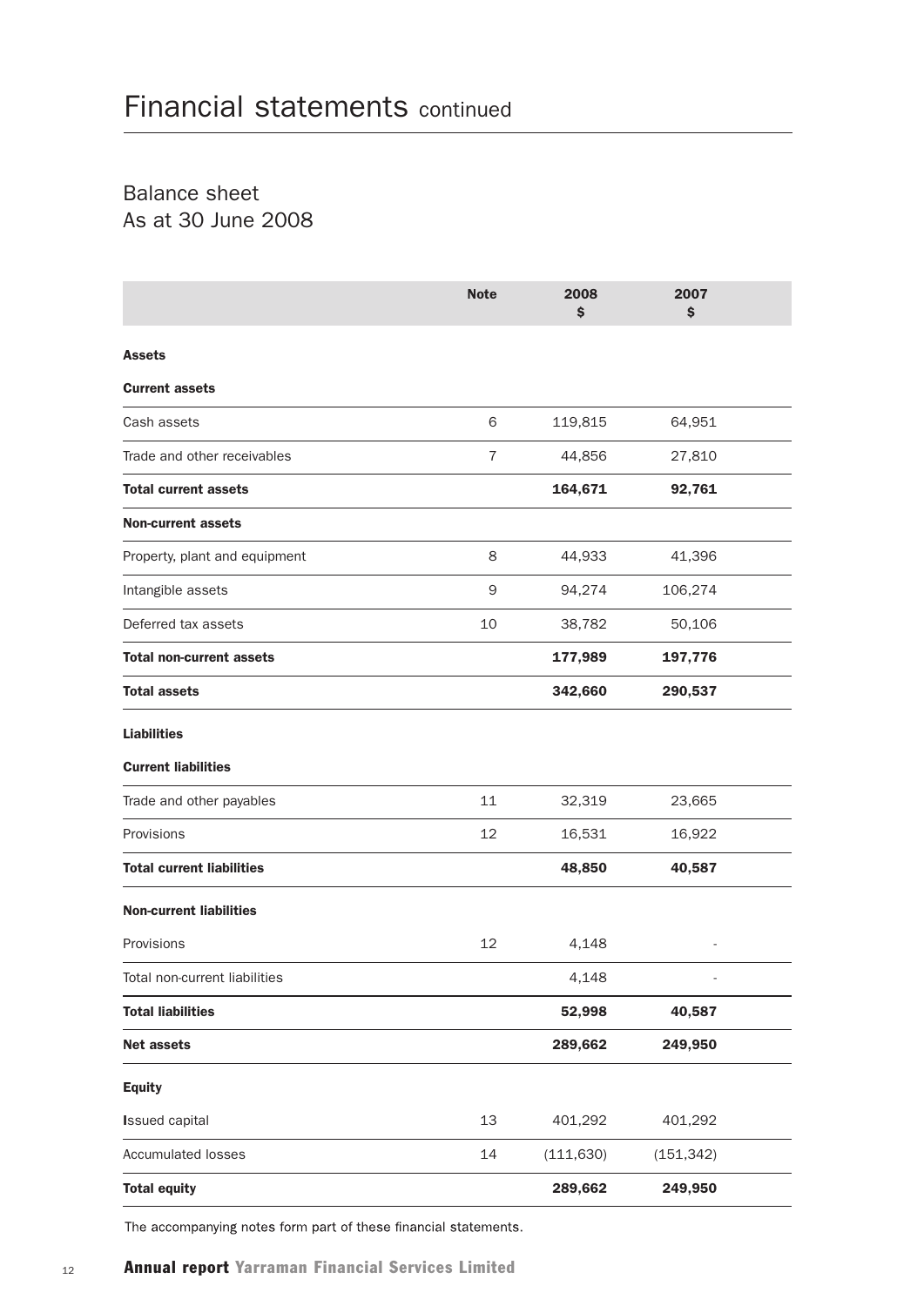# Financial statements continued

## Balance sheet
## As at 30 June 2008

| | Note | 2008 $ | 2007 $ |
|---|---|---|---|
| **Assets** | | | |
| **Current assets** | | | |
| Cash assets | 6 | 119,815 | 64,951 |
| Trade and other receivables | 7 | 44,856 | 27,810 |
| **Total current assets** | | **164,671** | **92,761** |
| **Non-current assets** | | | |
| Property, plant and equipment | 8 | 44,933 | 41,396 |
| Intangible assets | 9 | 94,274 | 106,274 |
| Deferred tax assets | 10 | 38,782 | 50,106 |
| **Total non-current assets** | | **177,989** | **197,776** |
| **Total assets** | | **342,660** | **290,537** |
| **Liabilities** | | | |
| **Current liabilities** | | | |
| Trade and other payables | 11 | 32,319 | 23,665 |
| Provisions | 12 | 16,531 | 16,922 |
| **Total current liabilities** | | **48,850** | **40,587** |
| **Non-current liabilities** | | | |
| Provisions | 12 | 4,148 | - |
| Total non-current liabilities | | 4,148 | - |
| **Total liabilities** | | **52,998** | **40,587** |
| **Net assets** | | **289,662** | **249,950** |
| **Equity** | | | |
| Issued capital | 13 | 401,292 | 401,292 |
| Accumulated losses | 14 | (111,630) | (151,342) |
| **Total equity** | | **289,662** | **249,950** |

The accompanying notes form part of these financial statements.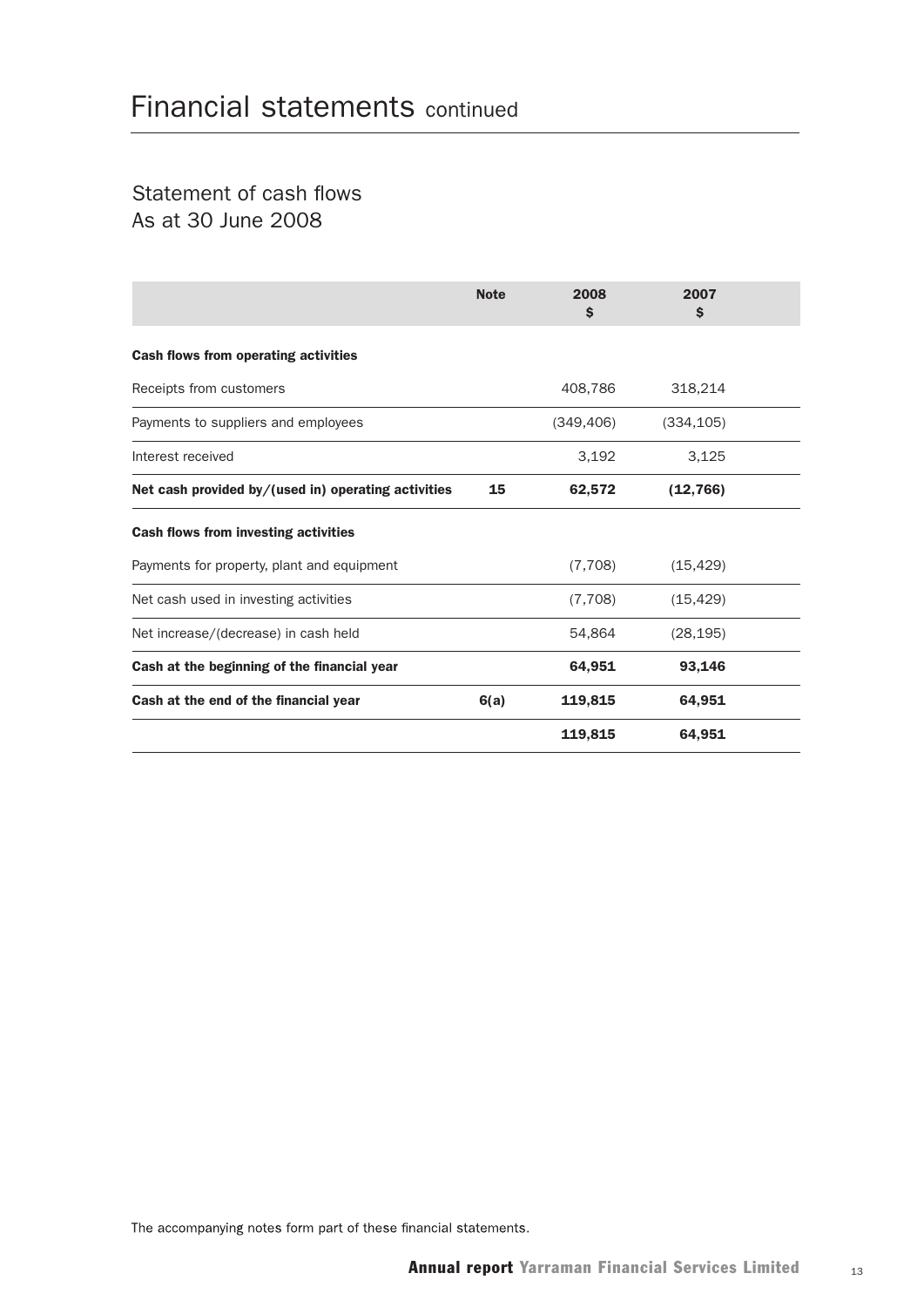# Financial statements continued

## Statement of cash flows
As at 30 June 2008

| | Note | 2008 $ | 2007 $ |
|---|---|---|---|
| **Cash flows from operating activities** | | | |
| Receipts from customers | | 408,786 | 318,214 |
| Payments to suppliers and employees | | (349,406) | (334,105) |
| Interest received | | 3,192 | 3,125 |
| **Net cash provided by/(used in) operating activities** | **15** | **62,572** | **(12,766)** |
| **Cash flows from investing activities** | | | |
| Payments for property, plant and equipment | | (7,708) | (15,429) |
| Net cash used in investing activities | | (7,708) | (15,429) |
| Net increase/(decrease) in cash held | | 54,864 | (28,195) |
| **Cash at the beginning of the financial year** | | **64,951** | **93,146** |
| **Cash at the end of the financial year** | **6(a)** | **119,815** | **64,951** |
| | | **119,815** | **64,951** |

The accompanying notes form part of these financial statements.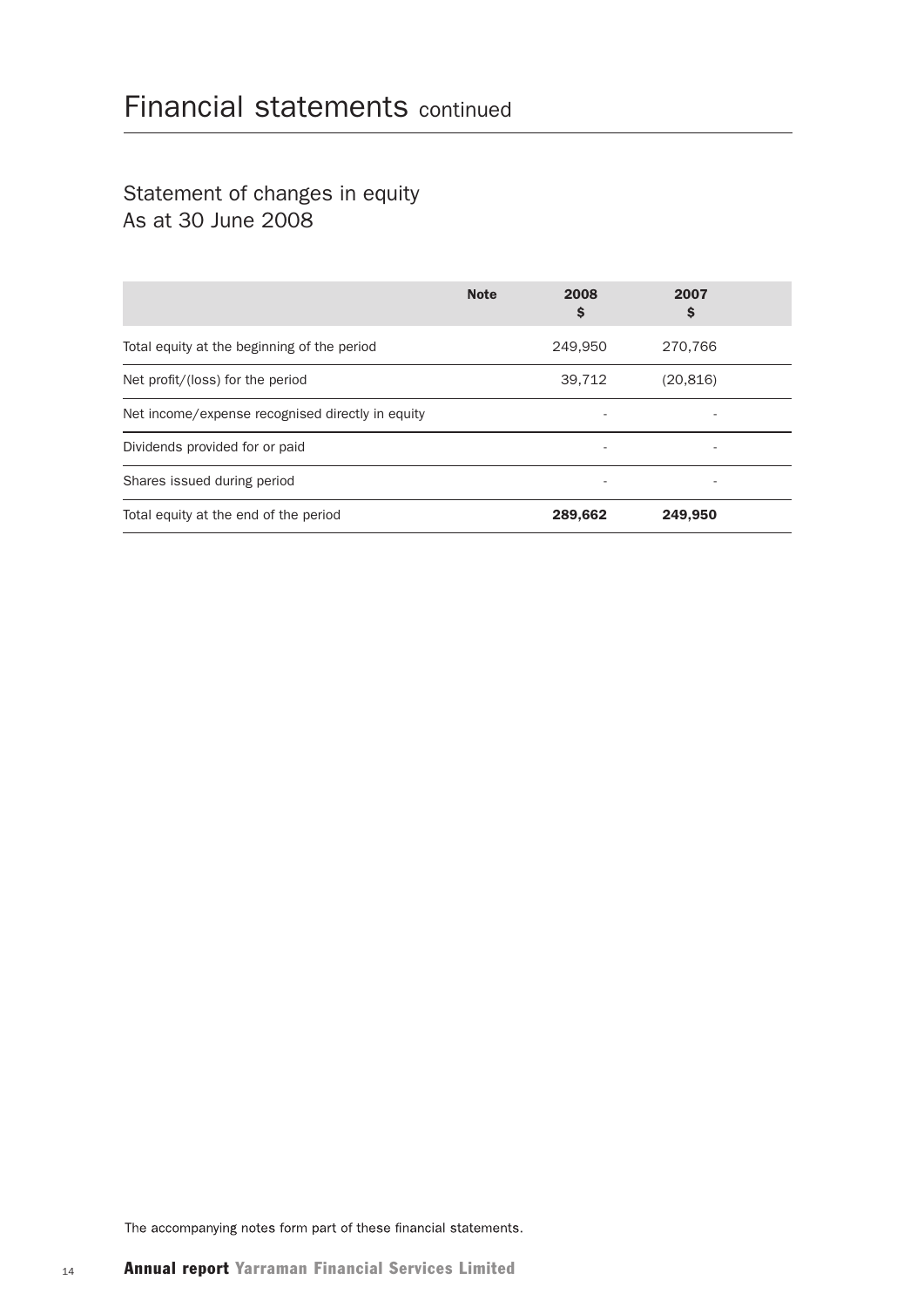# Financial statements continued

## Statement of changes in equity
## As at 30 June 2008

| | Note | 2008 $ | 2007 $ |
|---|---|---|---|
| Total equity at the beginning of the period | | 249,950 | 270,766 |
| Net profit/(loss) for the period | | 39,712 | (20,816) |
| Net income/expense recognised directly in equity | | - | - |
| Dividends provided for or paid | | - | - |
| Shares issued during period | | - | - |
| Total equity at the end of the period | | **289,662** | **249,950** |

The accompanying notes form part of these financial statements.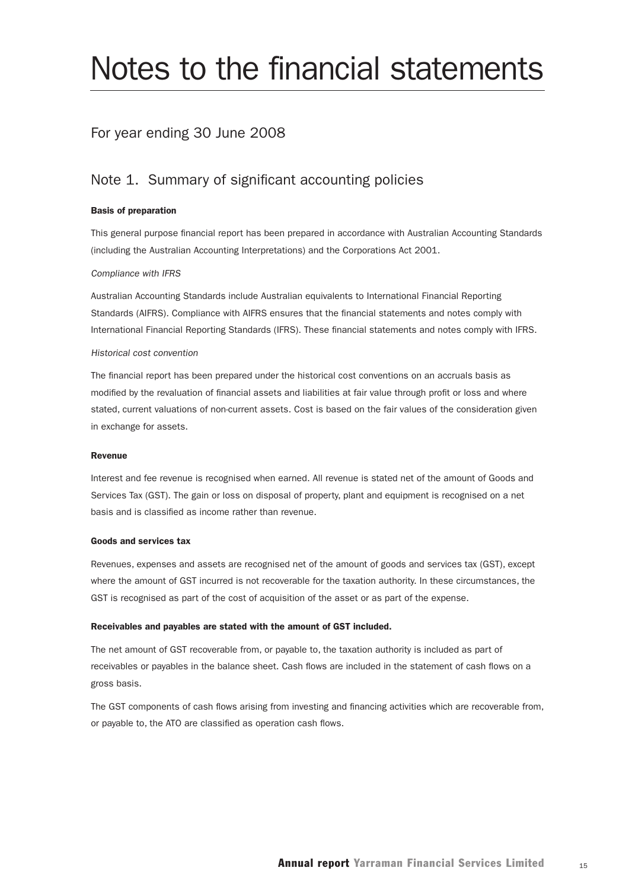# Notes to the financial statements

## For year ending 30 June 2008

## Note 1. Summary of significant accounting policies

**Basis of preparation**

This general purpose financial report has been prepared in accordance with Australian Accounting Standards (including the Australian Accounting Interpretations) and the Corporations Act 2001.

*Compliance with IFRS*

Australian Accounting Standards include Australian equivalents to International Financial Reporting Standards (AIFRS). Compliance with AIFRS ensures that the financial statements and notes comply with International Financial Reporting Standards (IFRS). These financial statements and notes comply with IFRS.

*Historical cost convention*

The financial report has been prepared under the historical cost conventions on an accruals basis as modified by the revaluation of financial assets and liabilities at fair value through profit or loss and where stated, current valuations of non-current assets. Cost is based on the fair values of the consideration given in exchange for assets.

**Revenue**

Interest and fee revenue is recognised when earned. All revenue is stated net of the amount of Goods and Services Tax (GST). The gain or loss on disposal of property, plant and equipment is recognised on a net basis and is classified as income rather than revenue.

**Goods and services tax**

Revenues, expenses and assets are recognised net of the amount of goods and services tax (GST), except where the amount of GST incurred is not recoverable for the taxation authority. In these circumstances, the GST is recognised as part of the cost of acquisition of the asset or as part of the expense.

**Receivables and payables are stated with the amount of GST included.**

The net amount of GST recoverable from, or payable to, the taxation authority is included as part of receivables or payables in the balance sheet. Cash flows are included in the statement of cash flows on a gross basis.

The GST components of cash flows arising from investing and financing activities which are recoverable from, or payable to, the ATO are classified as operation cash flows.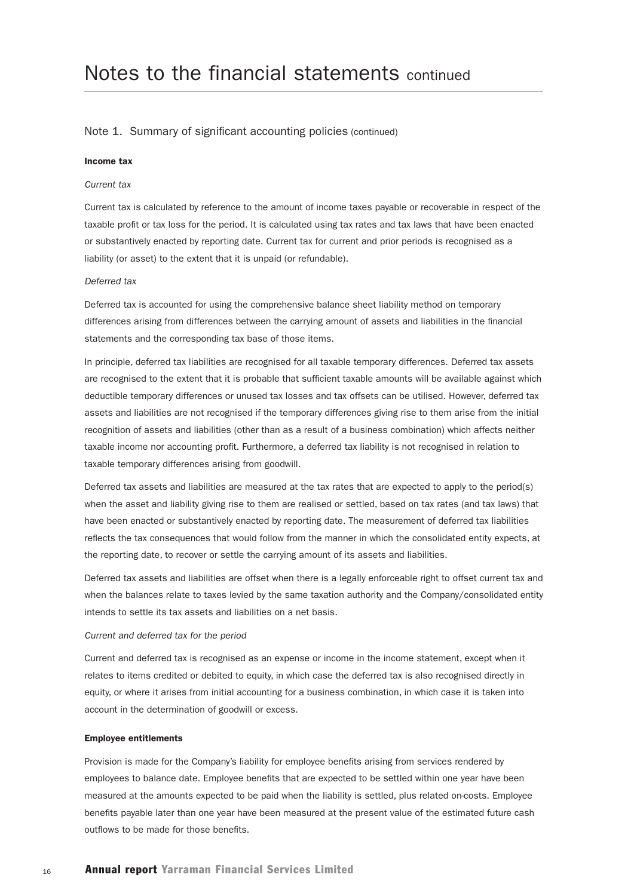# Notes to the financial statements continued

## Note 1. Summary of significant accounting policies (continued)

**Income tax**

*Current tax*

Current tax is calculated by reference to the amount of income taxes payable or recoverable in respect of the taxable profit or tax loss for the period. It is calculated using tax rates and tax laws that have been enacted or substantively enacted by reporting date. Current tax for current and prior periods is recognised as a liability (or asset) to the extent that it is unpaid (or refundable).

*Deferred tax*

Deferred tax is accounted for using the comprehensive balance sheet liability method on temporary differences arising from differences between the carrying amount of assets and liabilities in the financial statements and the corresponding tax base of those items.

In principle, deferred tax liabilities are recognised for all taxable temporary differences. Deferred tax assets are recognised to the extent that it is probable that sufficient taxable amounts will be available against which deductible temporary differences or unused tax losses and tax offsets can be utilised. However, deferred tax assets and liabilities are not recognised if the temporary differences giving rise to them arise from the initial recognition of assets and liabilities (other than as a result of a business combination) which affects neither taxable income nor accounting profit. Furthermore, a deferred tax liability is not recognised in relation to taxable temporary differences arising from goodwill.

Deferred tax assets and liabilities are measured at the tax rates that are expected to apply to the period(s) when the asset and liability giving rise to them are realised or settled, based on tax rates (and tax laws) that have been enacted or substantively enacted by reporting date. The measurement of deferred tax liabilities reflects the tax consequences that would follow from the manner in which the consolidated entity expects, at the reporting date, to recover or settle the carrying amount of its assets and liabilities.

Deferred tax assets and liabilities are offset when there is a legally enforceable right to offset current tax and when the balances relate to taxes levied by the same taxation authority and the Company/consolidated entity intends to settle its tax assets and liabilities on a net basis.

*Current and deferred tax for the period*

Current and deferred tax is recognised as an expense or income in the income statement, except when it relates to items credited or debited to equity, in which case the deferred tax is also recognised directly in equity, or where it arises from initial accounting for a business combination, in which case it is taken into account in the determination of goodwill or excess.

**Employee entitlements**

Provision is made for the Company's liability for employee benefits arising from services rendered by employees to balance date. Employee benefits that are expected to be settled within one year have been measured at the amounts expected to be paid when the liability is settled, plus related on-costs. Employee benefits payable later than one year have been measured at the present value of the estimated future cash outflows to be made for those benefits.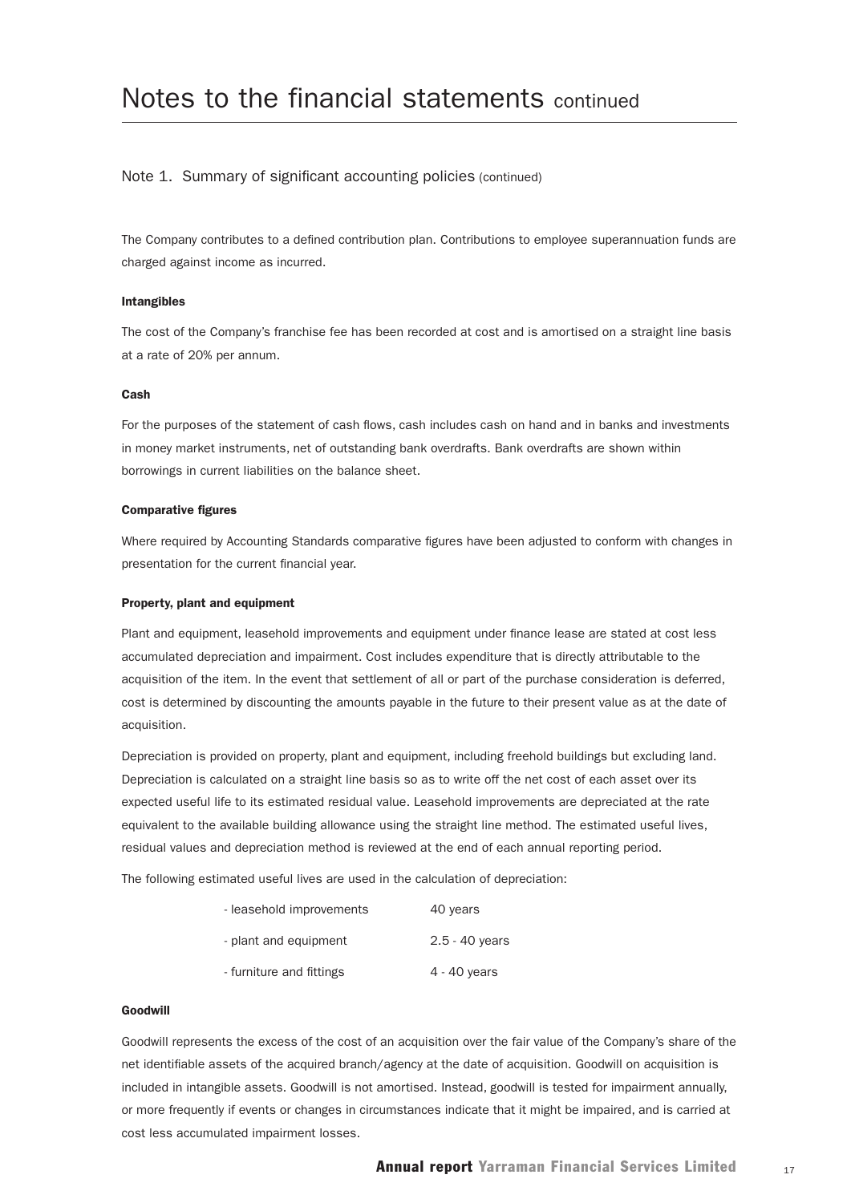# Notes to the financial statements continued

## Note 1. Summary of significant accounting policies (continued)

The Company contributes to a defined contribution plan. Contributions to employee superannuation funds are charged against income as incurred.

### Intangibles

The cost of the Company's franchise fee has been recorded at cost and is amortised on a straight line basis at a rate of 20% per annum.

### Cash

For the purposes of the statement of cash flows, cash includes cash on hand and in banks and investments in money market instruments, net of outstanding bank overdrafts. Bank overdrafts are shown within borrowings in current liabilities on the balance sheet.

### Comparative figures

Where required by Accounting Standards comparative figures have been adjusted to conform with changes in presentation for the current financial year.

### Property, plant and equipment

Plant and equipment, leasehold improvements and equipment under finance lease are stated at cost less accumulated depreciation and impairment. Cost includes expenditure that is directly attributable to the acquisition of the item. In the event that settlement of all or part of the purchase consideration is deferred, cost is determined by discounting the amounts payable in the future to their present value as at the date of acquisition.

Depreciation is provided on property, plant and equipment, including freehold buildings but excluding land. Depreciation is calculated on a straight line basis so as to write off the net cost of each asset over its expected useful life to its estimated residual value. Leasehold improvements are depreciated at the rate equivalent to the available building allowance using the straight line method. The estimated useful lives, residual values and depreciation method is reviewed at the end of each annual reporting period.

The following estimated useful lives are used in the calculation of depreciation:

| | |
|---|---|
| - leasehold improvements | 40 years |
| - plant and equipment | 2.5 - 40 years |
| - furniture and fittings | 4 - 40 years |

### Goodwill

Goodwill represents the excess of the cost of an acquisition over the fair value of the Company's share of the net identifiable assets of the acquired branch/agency at the date of acquisition. Goodwill on acquisition is included in intangible assets. Goodwill is not amortised. Instead, goodwill is tested for impairment annually, or more frequently if events or changes in circumstances indicate that it might be impaired, and is carried at cost less accumulated impairment losses.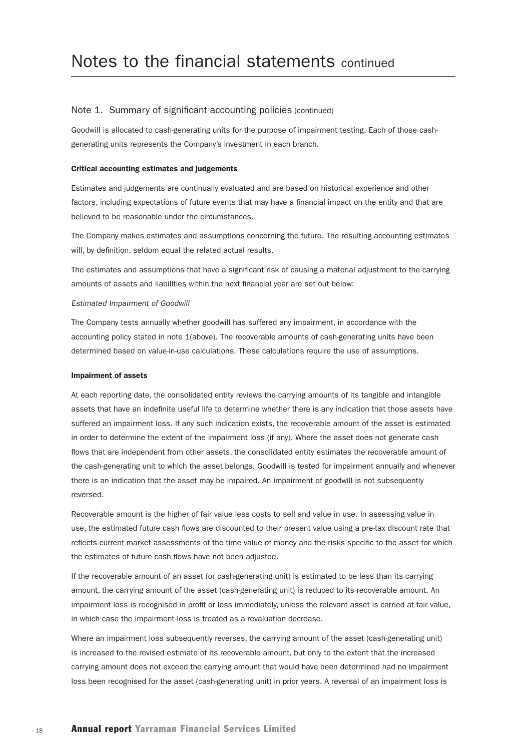# Notes to the financial statements continued

## Note 1. Summary of significant accounting policies (continued)

Goodwill is allocated to cash-generating units for the purpose of impairment testing. Each of those cash-generating units represents the Company's investment in each branch.

**Critical accounting estimates and judgements**

Estimates and judgements are continually evaluated and are based on historical experience and other factors, including expectations of future events that may have a financial impact on the entity and that are believed to be reasonable under the circumstances.

The Company makes estimates and assumptions concerning the future. The resulting accounting estimates will, by definition, seldom equal the related actual results.

The estimates and assumptions that have a significant risk of causing a material adjustment to the carrying amounts of assets and liabilities within the next financial year are set out below:

*Estimated Impairment of Goodwill*

The Company tests annually whether goodwill has suffered any impairment, in accordance with the accounting policy stated in note 1(above). The recoverable amounts of cash-generating units have been determined based on value-in-use calculations. These calculations require the use of assumptions.

**Impairment of assets**

At each reporting date, the consolidated entity reviews the carrying amounts of its tangible and intangible assets that have an indefinite useful life to determine whether there is any indication that those assets have suffered an impairment loss. If any such indication exists, the recoverable amount of the asset is estimated in order to determine the extent of the impairment loss (if any). Where the asset does not generate cash flows that are independent from other assets, the consolidated entity estimates the recoverable amount of the cash-generating unit to which the asset belongs. Goodwill is tested for impairment annually and whenever there is an indication that the asset may be impaired. An impairment of goodwill is not subsequently reversed.

Recoverable amount is the higher of fair value less costs to sell and value in use. In assessing value in use, the estimated future cash flows are discounted to their present value using a pre-tax discount rate that reflects current market assessments of the time value of money and the risks specific to the asset for which the estimates of future cash flows have not been adjusted.

If the recoverable amount of an asset (or cash-generating unit) is estimated to be less than its carrying amount, the carrying amount of the asset (cash-generating unit) is reduced to its recoverable amount. An impairment loss is recognised in profit or loss immediately, unless the relevant asset is carried at fair value, in which case the impairment loss is treated as a revaluation decrease.

Where an impairment loss subsequently reverses, the carrying amount of the asset (cash-generating unit) is increased to the revised estimate of its recoverable amount, but only to the extent that the increased carrying amount does not exceed the carrying amount that would have been determined had no impairment loss been recognised for the asset (cash-generating unit) in prior years. A reversal of an impairment loss is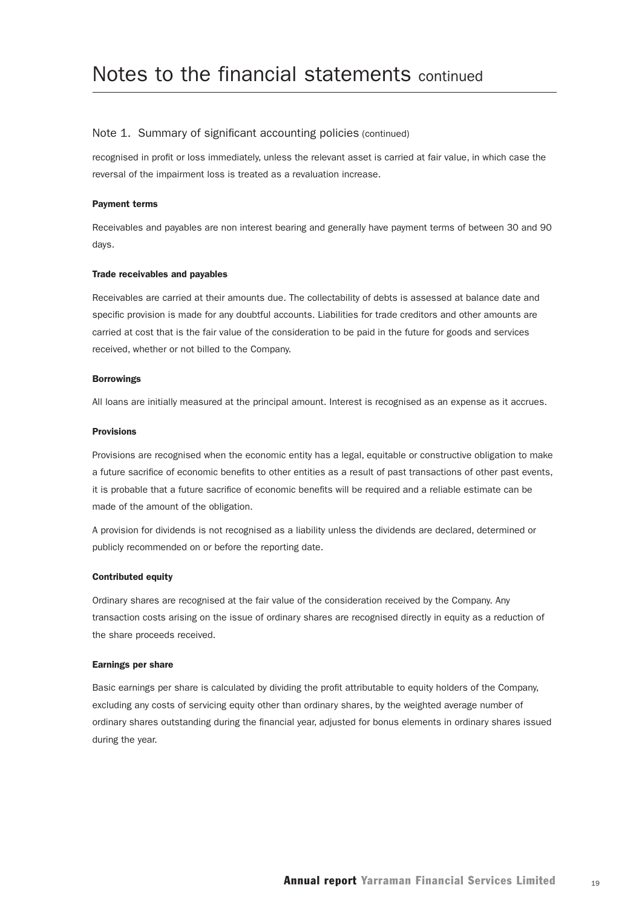# Notes to the financial statements continued

## Note 1. Summary of significant accounting policies (continued)

recognised in profit or loss immediately, unless the relevant asset is carried at fair value, in which case the reversal of the impairment loss is treated as a revaluation increase.

**Payment terms**

Receivables and payables are non interest bearing and generally have payment terms of between 30 and 90 days.

**Trade receivables and payables**

Receivables are carried at their amounts due. The collectability of debts is assessed at balance date and specific provision is made for any doubtful accounts. Liabilities for trade creditors and other amounts are carried at cost that is the fair value of the consideration to be paid in the future for goods and services received, whether or not billed to the Company.

**Borrowings**

All loans are initially measured at the principal amount. Interest is recognised as an expense as it accrues.

**Provisions**

Provisions are recognised when the economic entity has a legal, equitable or constructive obligation to make a future sacrifice of economic benefits to other entities as a result of past transactions of other past events, it is probable that a future sacrifice of economic benefits will be required and a reliable estimate can be made of the amount of the obligation.

A provision for dividends is not recognised as a liability unless the dividends are declared, determined or publicly recommended on or before the reporting date.

**Contributed equity**

Ordinary shares are recognised at the fair value of the consideration received by the Company. Any transaction costs arising on the issue of ordinary shares are recognised directly in equity as a reduction of the share proceeds received.

**Earnings per share**

Basic earnings per share is calculated by dividing the profit attributable to equity holders of the Company, excluding any costs of servicing equity other than ordinary shares, by the weighted average number of ordinary shares outstanding during the financial year, adjusted for bonus elements in ordinary shares issued during the year.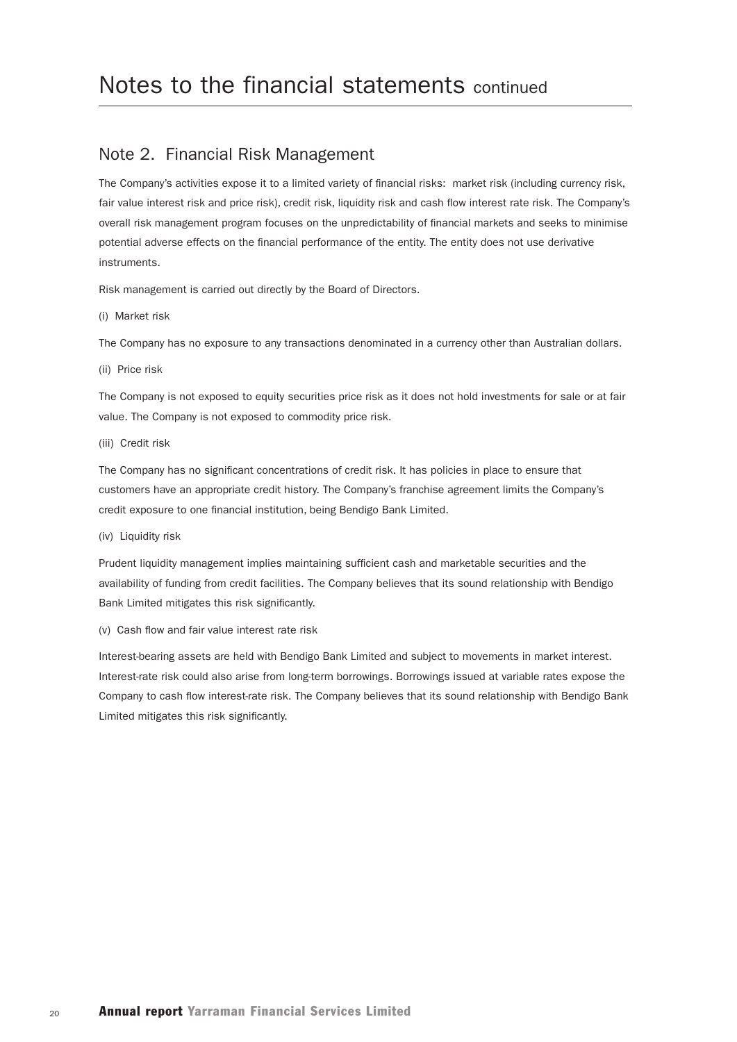# Notes to the financial statements continued

## Note 2. Financial Risk Management

The Company's activities expose it to a limited variety of financial risks: market risk (including currency risk, fair value interest risk and price risk), credit risk, liquidity risk and cash flow interest rate risk. The Company's overall risk management program focuses on the unpredictability of financial markets and seeks to minimise potential adverse effects on the financial performance of the entity. The entity does not use derivative instruments.

Risk management is carried out directly by the Board of Directors.

(i) Market risk

The Company has no exposure to any transactions denominated in a currency other than Australian dollars.

(ii) Price risk

The Company is not exposed to equity securities price risk as it does not hold investments for sale or at fair value. The Company is not exposed to commodity price risk.

(iii) Credit risk

The Company has no significant concentrations of credit risk. It has policies in place to ensure that customers have an appropriate credit history. The Company's franchise agreement limits the Company's credit exposure to one financial institution, being Bendigo Bank Limited.

(iv) Liquidity risk

Prudent liquidity management implies maintaining sufficient cash and marketable securities and the availability of funding from credit facilities. The Company believes that its sound relationship with Bendigo Bank Limited mitigates this risk significantly.

(v) Cash flow and fair value interest rate risk

Interest-bearing assets are held with Bendigo Bank Limited and subject to movements in market interest. Interest-rate risk could also arise from long-term borrowings. Borrowings issued at variable rates expose the Company to cash flow interest-rate risk. The Company believes that its sound relationship with Bendigo Bank Limited mitigates this risk significantly.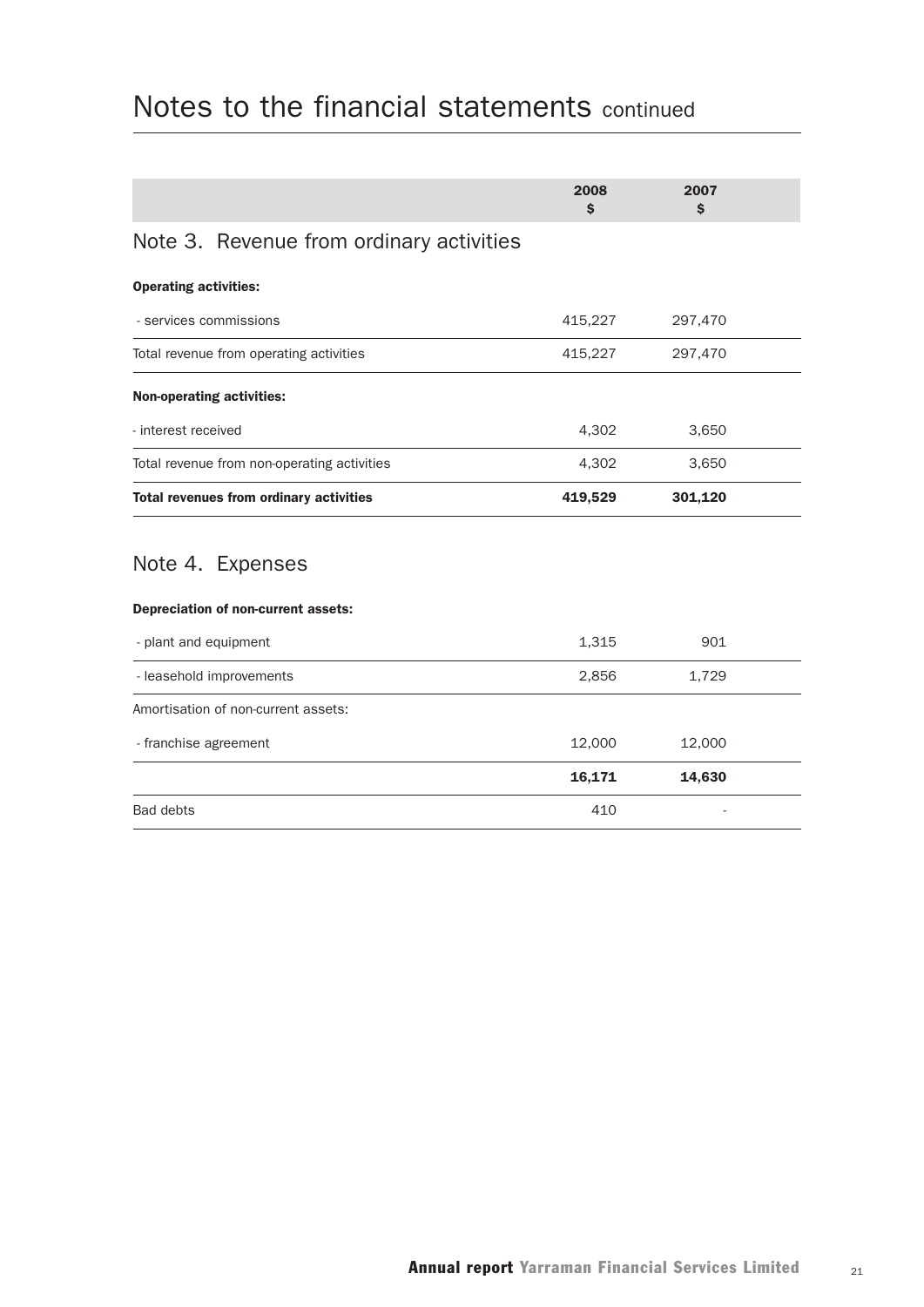# Notes to the financial statements continued

| | 2008 $ | 2007 $ |
|---|---|---|

## Note 3. Revenue from ordinary activities

| | 2008 $ | 2007 $ |
|---|---|---|
| **Operating activities:** | | |
| - services commissions | 415,227 | 297,470 |
| Total revenue from operating activities | 415,227 | 297,470 |
| **Non-operating activities:** | | |
| - interest received | 4,302 | 3,650 |
| Total revenue from non-operating activities | 4,302 | 3,650 |
| **Total revenues from ordinary activities** | **419,529** | **301,120** |

## Note 4. Expenses

| | 2008 $ | 2007 $ |
|---|---|---|
| **Depreciation of non-current assets:** | | |
| - plant and equipment | 1,315 | 901 |
| - leasehold improvements | 2,856 | 1,729 |
| Amortisation of non-current assets: | | |
| - franchise agreement | 12,000 | 12,000 |
| | **16,171** | **14,630** |
| Bad debts | 410 | - |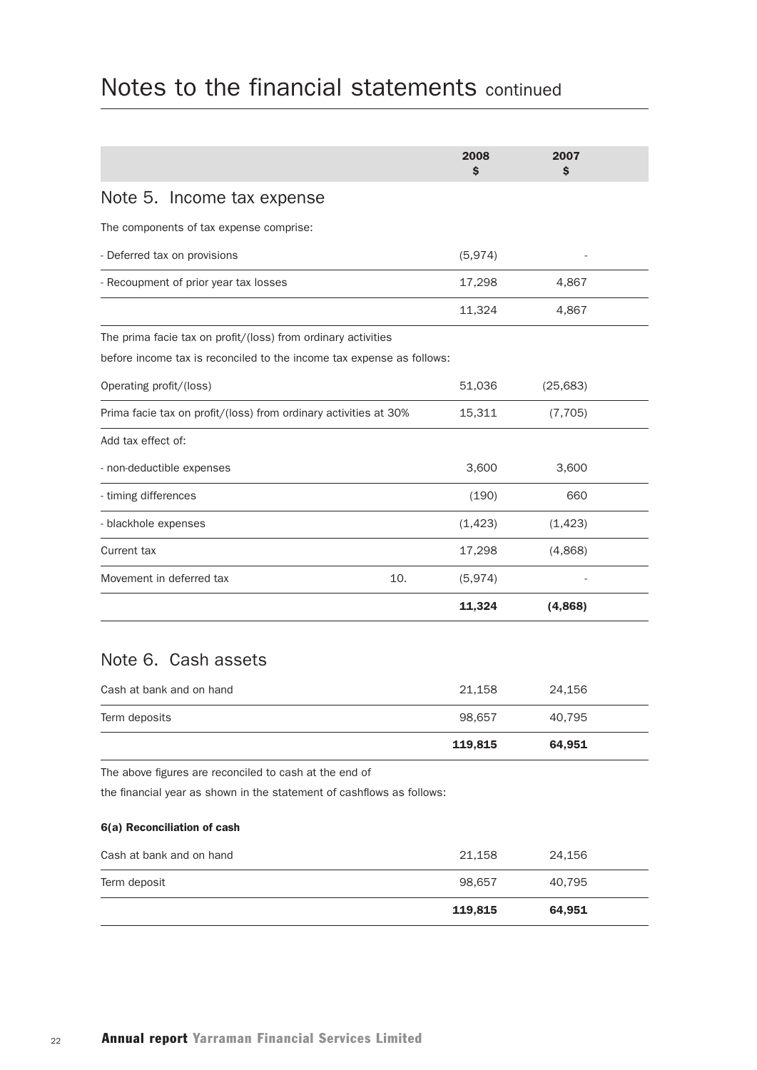# Notes to the financial statements continued

| | | 2008 $ | 2007 $ |
|---|---|---|---|

## Note 5. Income tax expense

The components of tax expense comprise:

| | | 2008 $ | 2007 $ |
|---|---|---|---|
| - Deferred tax on provisions | | (5,974) | - |
| - Recoupment of prior year tax losses | | 17,298 | 4,867 |
| | | 11,324 | 4,867 |

The prima facie tax on profit/(loss) from ordinary activities before income tax is reconciled to the income tax expense as follows:

| | | 2008 $ | 2007 $ |
|---|---|---|---|
| Operating profit/(loss) | | 51,036 | (25,683) |
| Prima facie tax on profit/(loss) from ordinary activities at 30% | | 15,311 | (7,705) |
| Add tax effect of: | | | |
| - non-deductible expenses | | 3,600 | 3,600 |
| - timing differences | | (190) | 660 |
| - blackhole expenses | | (1,423) | (1,423) |
| Current tax | | 17,298 | (4,868) |
| Movement in deferred tax | 10. | (5,974) | - |
| | | **11,324** | **(4,868)** |

## Note 6. Cash assets

| | 2008 $ | 2007 $ |
|---|---|---|
| Cash at bank and on hand | 21,158 | 24,156 |
| Term deposits | 98,657 | 40,795 |
| | **119,815** | **64,951** |

The above figures are reconciled to cash at the end of the financial year as shown in the statement of cashflows as follows:

**6(a) Reconciliation of cash**

| | 2008 $ | 2007 $ |
|---|---|---|
| Cash at bank and on hand | 21,158 | 24,156 |
| Term deposit | 98,657 | 40,795 |
| | **119,815** | **64,951** |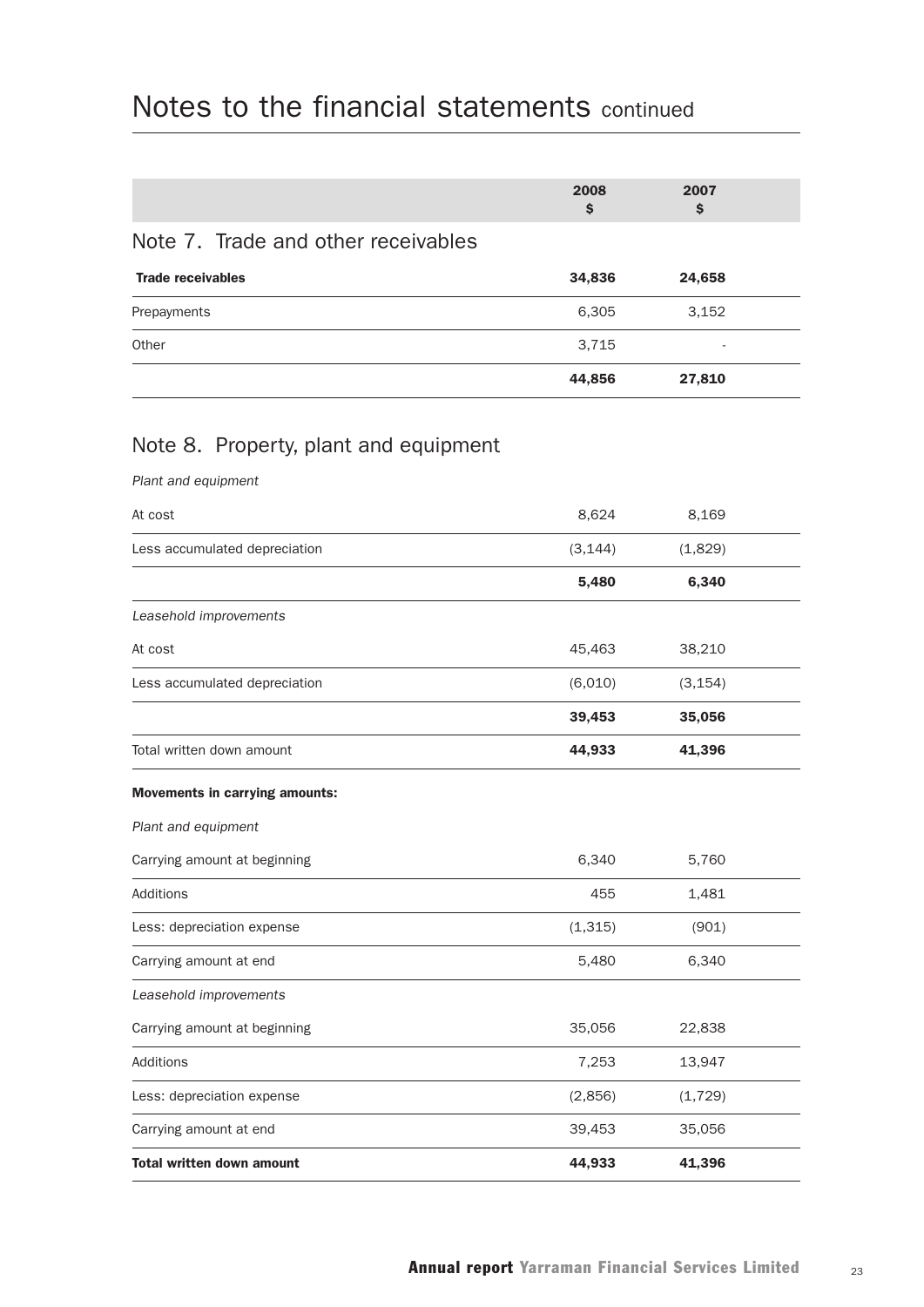# Notes to the financial statements continued

| | 2008 $ | 2007 $ |
|---|---|---|
| **Note 7. Trade and other receivables** | | |
| **Trade receivables** | **34,836** | **24,658** |
| Prepayments | 6,305 | 3,152 |
| Other | 3,715 | - |
| | **44,856** | **27,810** |

## Note 8. Property, plant and equipment

| | 2008 $ | 2007 $ |
|---|---|---|
| *Plant and equipment* | | |
| At cost | 8,624 | 8,169 |
| Less accumulated depreciation | (3,144) | (1,829) |
| | **5,480** | **6,340** |
| *Leasehold improvements* | | |
| At cost | 45,463 | 38,210 |
| Less accumulated depreciation | (6,010) | (3,154) |
| | **39,453** | **35,056** |
| Total written down amount | **44,933** | **41,396** |
| **Movements in carrying amounts:** | | |
| *Plant and equipment* | | |
| Carrying amount at beginning | 6,340 | 5,760 |
| Additions | 455 | 1,481 |
| Less: depreciation expense | (1,315) | (901) |
| Carrying amount at end | 5,480 | 6,340 |
| *Leasehold improvements* | | |
| Carrying amount at beginning | 35,056 | 22,838 |
| Additions | 7,253 | 13,947 |
| Less: depreciation expense | (2,856) | (1,729) |
| Carrying amount at end | 39,453 | 35,056 |
| **Total written down amount** | **44,933** | **41,396** |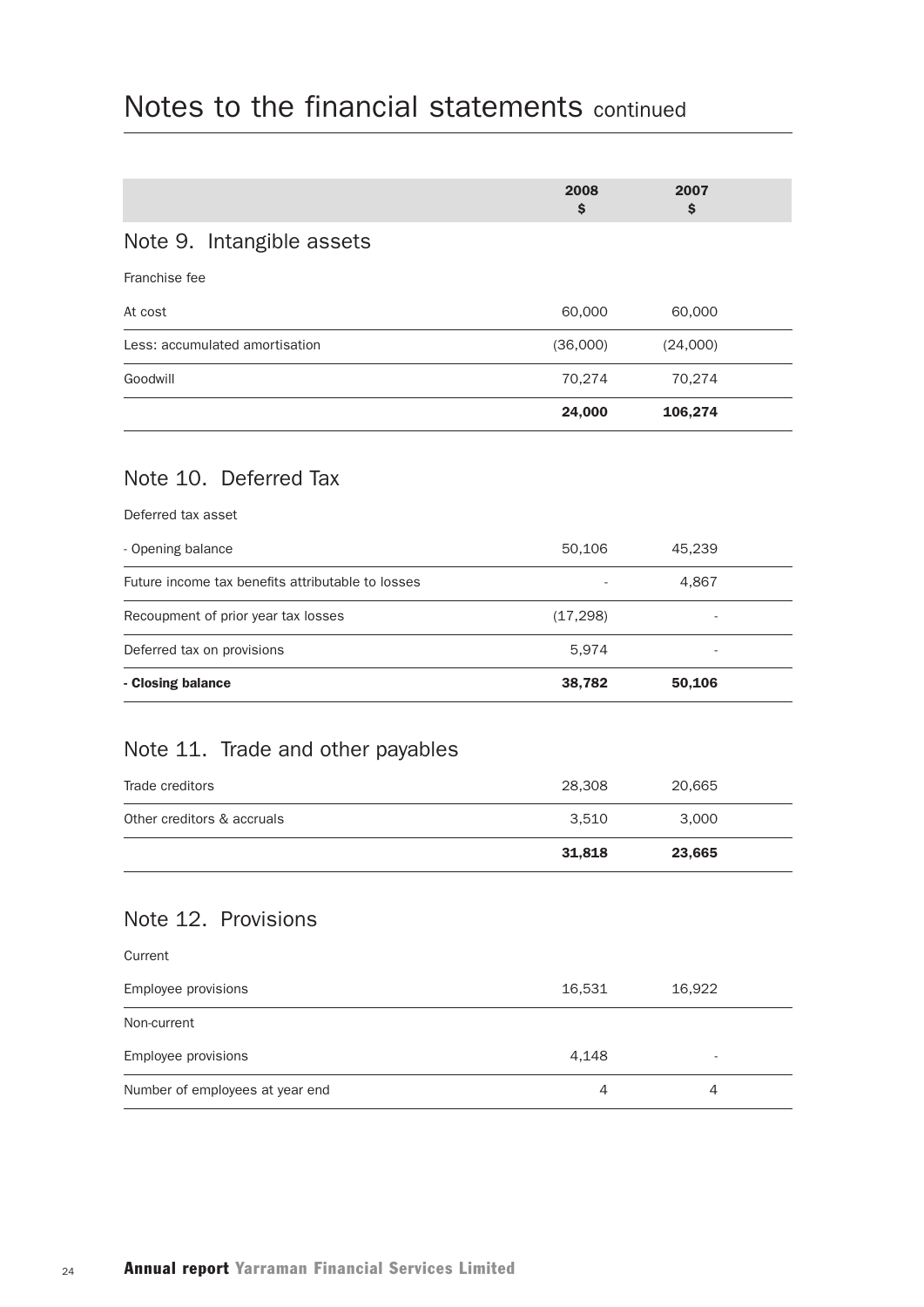# Notes to the financial statements continued

| | 2008<br>$ | 2007<br>$ |
|---|---|---|

## Note 9. Intangible assets

| | 2008<br>$ | 2007<br>$ |
|---|---|---|
| Franchise fee | | |
| At cost | 60,000 | 60,000 |
| Less: accumulated amortisation | (36,000) | (24,000) |
| Goodwill | 70,274 | 70,274 |
| | **24,000** | **106,274** |

## Note 10. Deferred Tax

| | 2008<br>$ | 2007<br>$ |
|---|---|---|
| Deferred tax asset | | |
| - Opening balance | 50,106 | 45,239 |
| Future income tax benefits attributable to losses | - | 4,867 |
| Recoupment of prior year tax losses | (17,298) | - |
| Deferred tax on provisions | 5,974 | - |
| **- Closing balance** | **38,782** | **50,106** |

## Note 11. Trade and other payables

| | 2008<br>$ | 2007<br>$ |
|---|---|---|
| Trade creditors | 28,308 | 20,665 |
| Other creditors & accruals | 3,510 | 3,000 |
| | **31,818** | **23,665** |

## Note 12. Provisions

| | 2008<br>$ | 2007<br>$ |
|---|---|---|
| Current | | |
| Employee provisions | 16,531 | 16,922 |
| Non-current | | |
| Employee provisions | 4,148 | - |
| Number of employees at year end | 4 | 4 |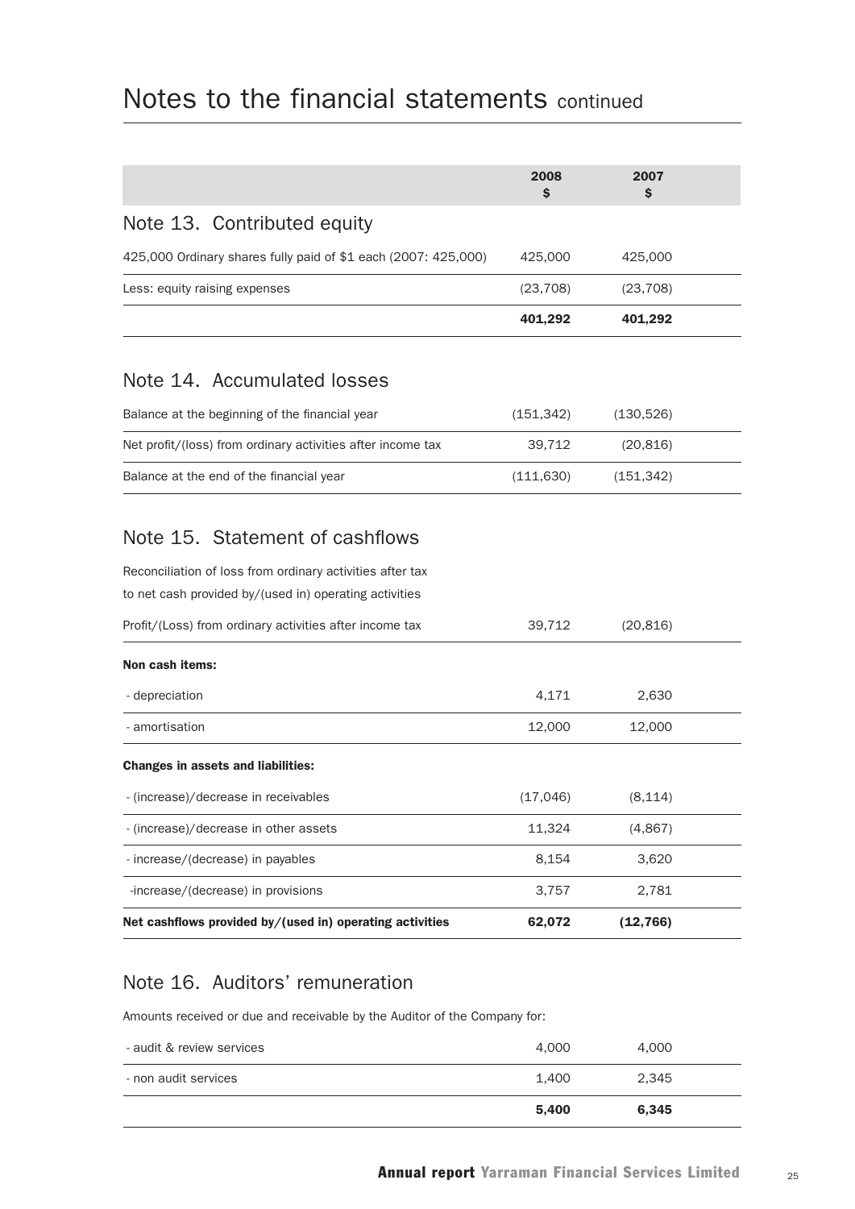# Notes to the financial statements continued

| | 2008 $ | 2007 $ |
|---|---|---|
| **Note 13. Contributed equity** | | |
| 425,000 Ordinary shares fully paid of $1 each (2007: 425,000) | 425,000 | 425,000 |
| Less: equity raising expenses | (23,708) | (23,708) |
| | **401,292** | **401,292** |

## Note 14. Accumulated losses

| | 2008 $ | 2007 $ |
|---|---|---|
| Balance at the beginning of the financial year | (151,342) | (130,526) |
| Net profit/(loss) from ordinary activities after income tax | 39,712 | (20,816) |
| Balance at the end of the financial year | (111,630) | (151,342) |

## Note 15. Statement of cashflows

Reconciliation of loss from ordinary activities after tax to net cash provided by/(used in) operating activities

| | 2008 $ | 2007 $ |
|---|---|---|
| Profit/(Loss) from ordinary activities after income tax | 39,712 | (20,816) |
| **Non cash items:** | | |
| - depreciation | 4,171 | 2,630 |
| - amortisation | 12,000 | 12,000 |
| **Changes in assets and liabilities:** | | |
| - (increase)/decrease in receivables | (17,046) | (8,114) |
| - (increase)/decrease in other assets | 11,324 | (4,867) |
| - increase/(decrease) in payables | 8,154 | 3,620 |
| -increase/(decrease) in provisions | 3,757 | 2,781 |
| **Net cashflows provided by/(used in) operating activities** | **62,072** | **(12,766)** |

## Note 16. Auditors' remuneration

Amounts received or due and receivable by the Auditor of the Company for:

| | 2008 $ | 2007 $ |
|---|---|---|
| - audit & review services | 4,000 | 4,000 |
| - non audit services | 1,400 | 2,345 |
| | **5,400** | **6,345** |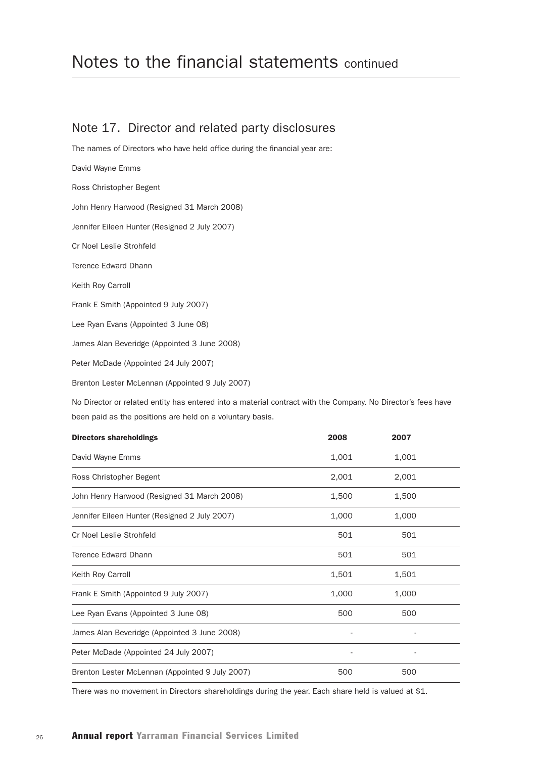# Notes to the financial statements continued

## Note 17. Director and related party disclosures

The names of Directors who have held office during the financial year are:

David Wayne Emms

Ross Christopher Begent

John Henry Harwood (Resigned 31 March 2008)

Jennifer Eileen Hunter (Resigned 2 July 2007)

Cr Noel Leslie Strohfeld

Terence Edward Dhann

Keith Roy Carroll

Frank E Smith (Appointed 9 July 2007)

Lee Ryan Evans (Appointed 3 June 08)

James Alan Beveridge (Appointed 3 June 2008)

Peter McDade (Appointed 24 July 2007)

Brenton Lester McLennan (Appointed 9 July 2007)

No Director or related entity has entered into a material contract with the Company. No Director's fees have been paid as the positions are held on a voluntary basis.

| **Directors shareholdings** | **2008** | **2007** |
|---|---|---|
| David Wayne Emms | 1,001 | 1,001 |
| Ross Christopher Begent | 2,001 | 2,001 |
| John Henry Harwood (Resigned 31 March 2008) | 1,500 | 1,500 |
| Jennifer Eileen Hunter (Resigned 2 July 2007) | 1,000 | 1,000 |
| Cr Noel Leslie Strohfeld | 501 | 501 |
| Terence Edward Dhann | 501 | 501 |
| Keith Roy Carroll | 1,501 | 1,501 |
| Frank E Smith (Appointed 9 July 2007) | 1,000 | 1,000 |
| Lee Ryan Evans (Appointed 3 June 08) | 500 | 500 |
| James Alan Beveridge (Appointed 3 June 2008) | - | - |
| Peter McDade (Appointed 24 July 2007) | - | - |
| Brenton Lester McLennan (Appointed 9 July 2007) | 500 | 500 |

There was no movement in Directors shareholdings during the year. Each share held is valued at $1.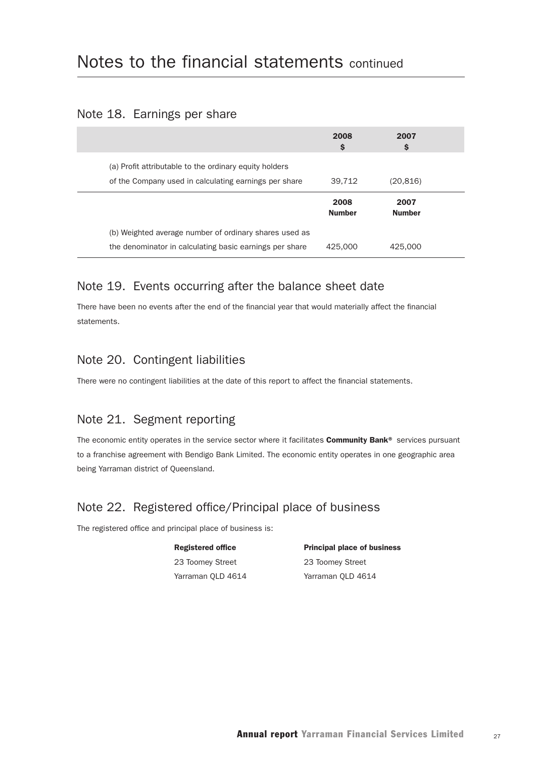# Notes to the financial statements continued

## Note 18. Earnings per share

| | 2008 $ | 2007 $ |
|---|---|---|
| (a) Profit attributable to the ordinary equity holders of the Company used in calculating earnings per share | 39,712 | (20,816) |

| | 2008 Number | 2007 Number |
|---|---|---|
| (b) Weighted average number of ordinary shares used as the denominator in calculating basic earnings per share | 425,000 | 425,000 |

## Note 19. Events occurring after the balance sheet date

There have been no events after the end of the financial year that would materially affect the financial statements.

## Note 20. Contingent liabilities

There were no contingent liabilities at the date of this report to affect the financial statements.

## Note 21. Segment reporting

The economic entity operates in the service sector where it facilitates **Community Bank®** services pursuant to a franchise agreement with Bendigo Bank Limited. The economic entity operates in one geographic area being Yarraman district of Queensland.

## Note 22. Registered office/Principal place of business

The registered office and principal place of business is:

| **Registered office** | **Principal place of business** |
|---|---|
| 23 Toomey Street | 23 Toomey Street |
| Yarraman QLD 4614 | Yarraman QLD 4614 |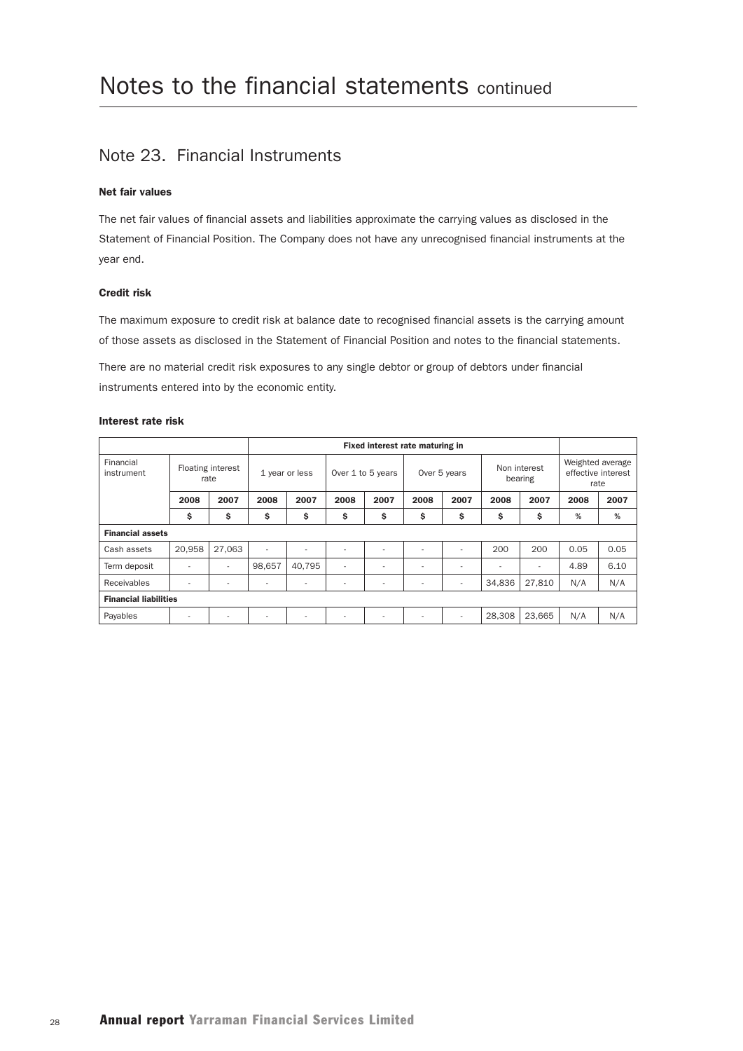# Notes to the financial statements continued

## Note 23. Financial Instruments

### Net fair values

The net fair values of financial assets and liabilities approximate the carrying values as disclosed in the Statement of Financial Position. The Company does not have any unrecognised financial instruments at the year end.

### Credit risk

The maximum exposure to credit risk at balance date to recognised financial assets is the carrying amount of those assets as disclosed in the Statement of Financial Position and notes to the financial statements.

There are no material credit risk exposures to any single debtor or group of debtors under financial instruments entered into by the economic entity.

### Interest rate risk

| | | | Fixed interest rate maturing in | | | | | | | | | |
|---|---|---|---|---|---|---|---|---|---|---|---|---|
| Financial instrument | Floating interest rate | | 1 year or less | | Over 1 to 5 years | | Over 5 years | | Non interest bearing | | Weighted average effective interest rate | |
| | **2008** | **2007** | **2008** | **2007** | **2008** | **2007** | **2008** | **2007** | **2008** | **2007** | **2008** | **2007** |
| | **$** | **$** | **$** | **$** | **$** | **$** | **$** | **$** | **$** | **$** | **%** | **%** |
| **Financial assets** | | | | | | | | | | | | |
| Cash assets | 20,958 | 27,063 | - | - | - | - | - | - | 200 | 200 | 0.05 | 0.05 |
| Term deposit | - | - | 98,657 | 40,795 | - | - | - | - | - | - | 4.89 | 6.10 |
| Receivables | - | - | - | - | - | - | - | - | 34,836 | 27,810 | N/A | N/A |
| **Financial liabilities** | | | | | | | | | | | | |
| Payables | - | - | - | - | - | - | - | - | 28,308 | 23,665 | N/A | N/A |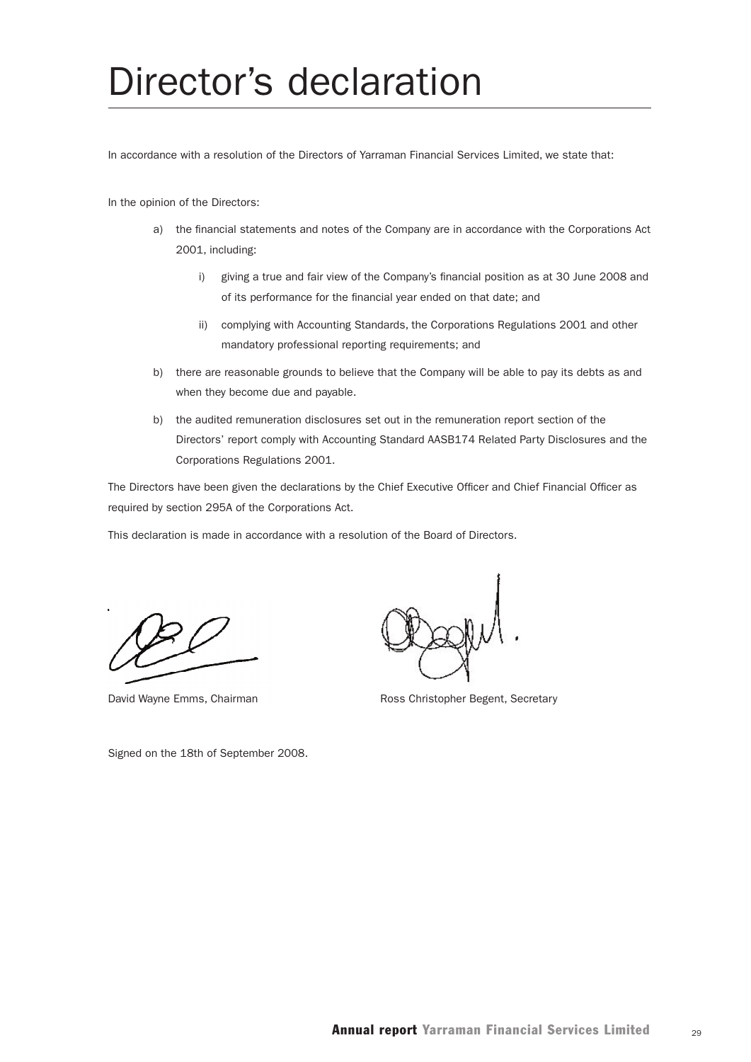# Director's declaration

In accordance with a resolution of the Directors of Yarraman Financial Services Limited, we state that:

In the opinion of the Directors:

a) the financial statements and notes of the Company are in accordance with the Corporations Act 2001, including:

   i) giving a true and fair view of the Company's financial position as at 30 June 2008 and of its performance for the financial year ended on that date; and

   ii) complying with Accounting Standards, the Corporations Regulations 2001 and other mandatory professional reporting requirements; and

b) there are reasonable grounds to believe that the Company will be able to pay its debts as and when they become due and payable.

b) the audited remuneration disclosures set out in the remuneration report section of the Directors' report comply with Accounting Standard AASB174 Related Party Disclosures and the Corporations Regulations 2001.

The Directors have been given the declarations by the Chief Executive Officer and Chief Financial Officer as required by section 295A of the Corporations Act.

This declaration is made in accordance with a resolution of the Board of Directors.

David Wayne Emms, Chairman

Ross Christopher Begent, Secretary

Signed on the 18th of September 2008.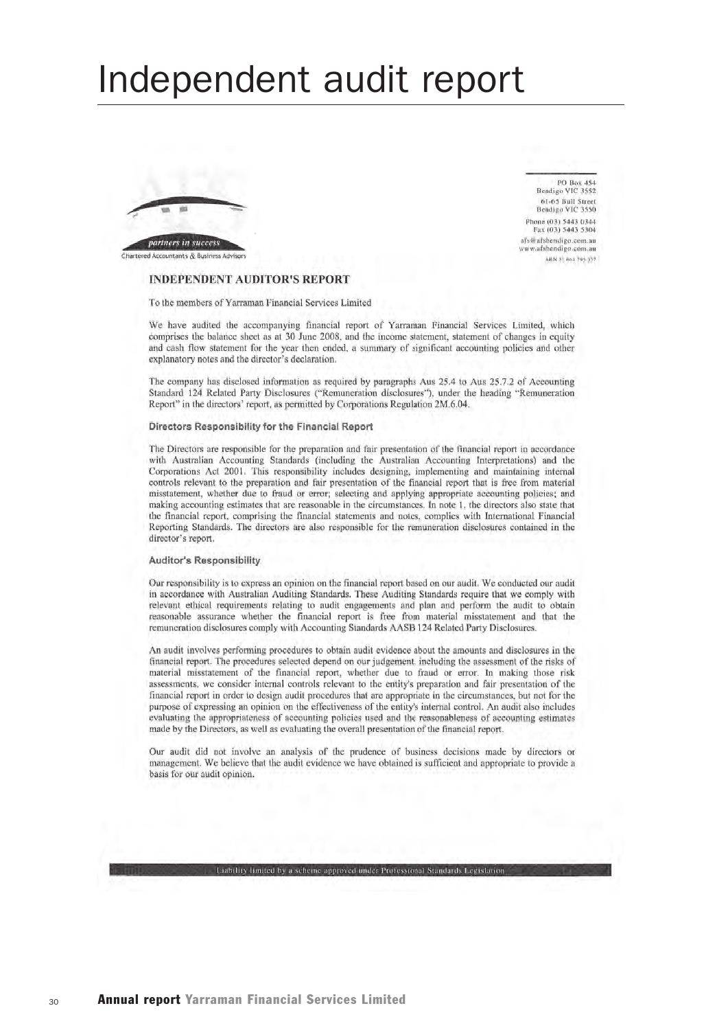# Independent audit report

*partners in success*

Chartered Accountants & Business Advisors

PO Box 454
Bendigo VIC 3552
61-65 Bull Street
Bendigo VIC 3550
Phone (03) 5443 0344
Fax (03) 5443 5304
afs@afsbendigo.com.au
www.afsbendigo.com.au
ABN 51 061 795 337

## INDEPENDENT AUDITOR'S REPORT

To the members of Yarraman Financial Services Limited

We have audited the accompanying financial report of Yarraman Financial Services Limited, which comprises the balance sheet as at 30 June 2008, and the income statement, statement of changes in equity and cash flow statement for the year then ended, a summary of significant accounting policies and other explanatory notes and the director's declaration.

The company has disclosed information as required by paragraphs Aus 25.4 to Aus 25.7.2 of Accounting Standard 124 Related Party Disclosures ("Remuneration disclosures"), under the heading "Remuneration Report" in the directors' report, as permitted by Corporations Regulation 2M.6.04.

### Directors Responsibility for the Financial Report

The Directors are responsible for the preparation and fair presentation of the financial report in accordance with Australian Accounting Standards (including the Australian Accounting Interpretations) and the Corporations Act 2001. This responsibility includes designing, implementing and maintaining internal controls relevant to the preparation and fair presentation of the financial report that is free from material misstatement, whether due to fraud or error; selecting and applying appropriate accounting policies; and making accounting estimates that are reasonable in the circumstances. In note 1, the directors also state that the financial report, comprising the financial statements and notes, complies with International Financial Reporting Standards. The directors are also responsible for the remuneration disclosures contained in the director's report.

### Auditor's Responsibility

Our responsibility is to express an opinion on the financial report based on our audit. We conducted our audit in accordance with Australian Auditing Standards. These Auditing Standards require that we comply with relevant ethical requirements relating to audit engagements and plan and perform the audit to obtain reasonable assurance whether the financial report is free from material misstatement and that the remuneration disclosures comply with Accounting Standards AASB 124 Related Party Disclosures.

An audit involves performing procedures to obtain audit evidence about the amounts and disclosures in the financial report. The procedures selected depend on our judgement, including the assessment of the risks of material misstatement of the financial report, whether due to fraud or error. In making those risk assessments, we consider internal controls relevant to the entity's preparation and fair presentation of the financial report in order to design audit procedures that are appropriate in the circumstances, but not for the purpose of expressing an opinion on the effectiveness of the entity's internal control. An audit also includes evaluating the appropriateness of accounting policies used and the reasonableness of accounting estimates made by the Directors, as well as evaluating the overall presentation of the financial report.

Our audit did not involve an analysis of the prudence of business decisions made by directors or management. We believe that the audit evidence we have obtained is sufficient and appropriate to provide a basis for our audit opinion.

Liability limited by a scheme approved under Professional Standards Legislation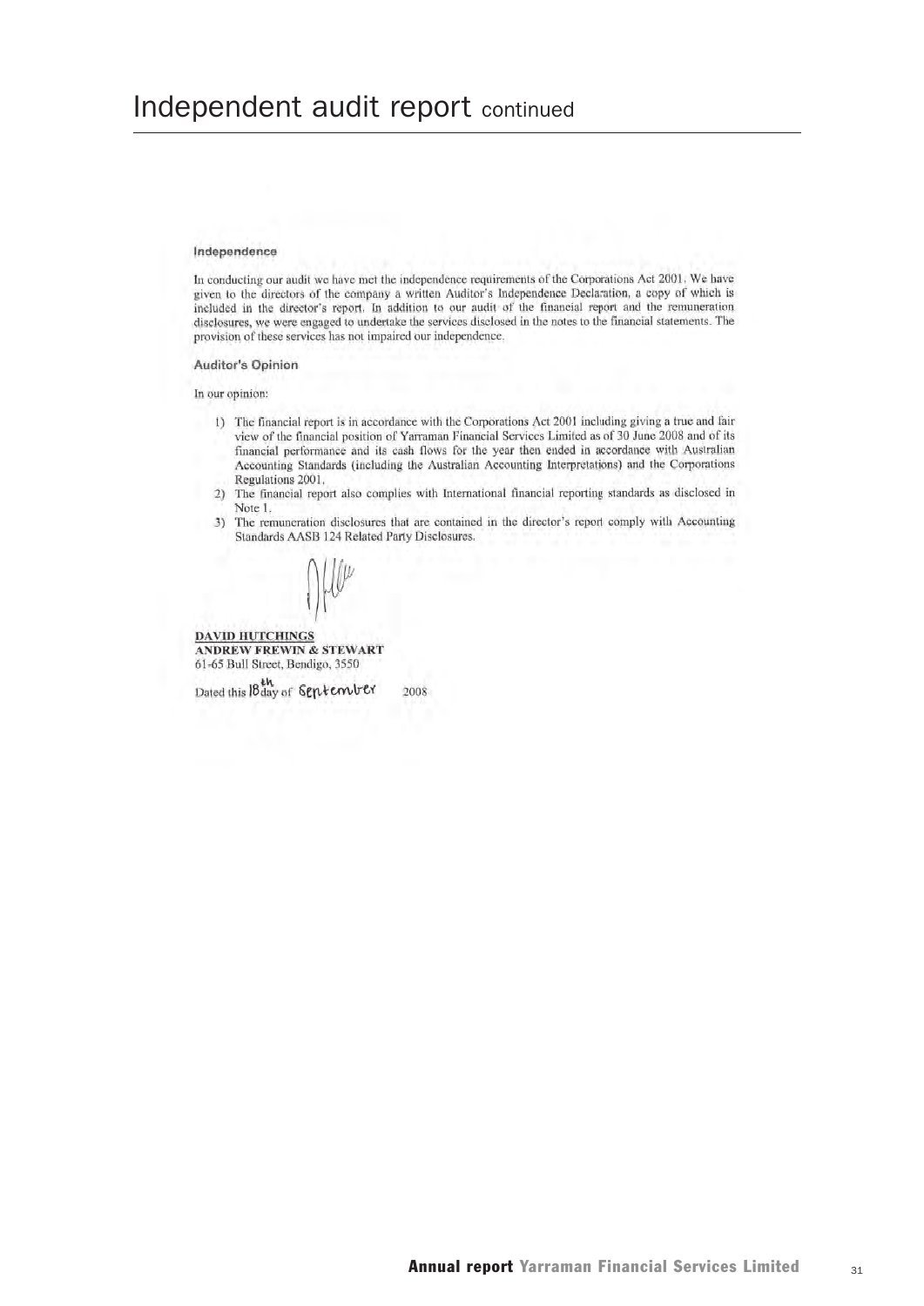# Independent audit report continued

### Independence

In conducting our audit we have met the independence requirements of the Corporations Act 2001. We have given to the directors of the company a written Auditor's Independence Declaration, a copy of which is included in the director's report. In addition to our audit of the financial report and the remuneration disclosures, we were engaged to undertake the services disclosed in the notes to the financial statements. The provision of these services has not impaired our independence.

### Auditor's Opinion

In our opinion:

1) The financial report is in accordance with the Corporations Act 2001 including giving a true and fair view of the financial position of Yarraman Financial Services Limited as of 30 June 2008 and of its financial performance and its cash flows for the year then ended in accordance with Australian Accounting Standards (including the Australian Accounting Interpretations) and the Corporations Regulations 2001.
2) The financial report also complies with International financial reporting standards as disclosed in Note 1.
3) The remuneration disclosures that are contained in the director's report comply with Accounting Standards AASB 124 Related Party Disclosures.

**DAVID HUTCHINGS**
**ANDREW FREWIN & STEWART**
61-65 Bull Street, Bendigo, 3550

Dated this 18th day of September 2008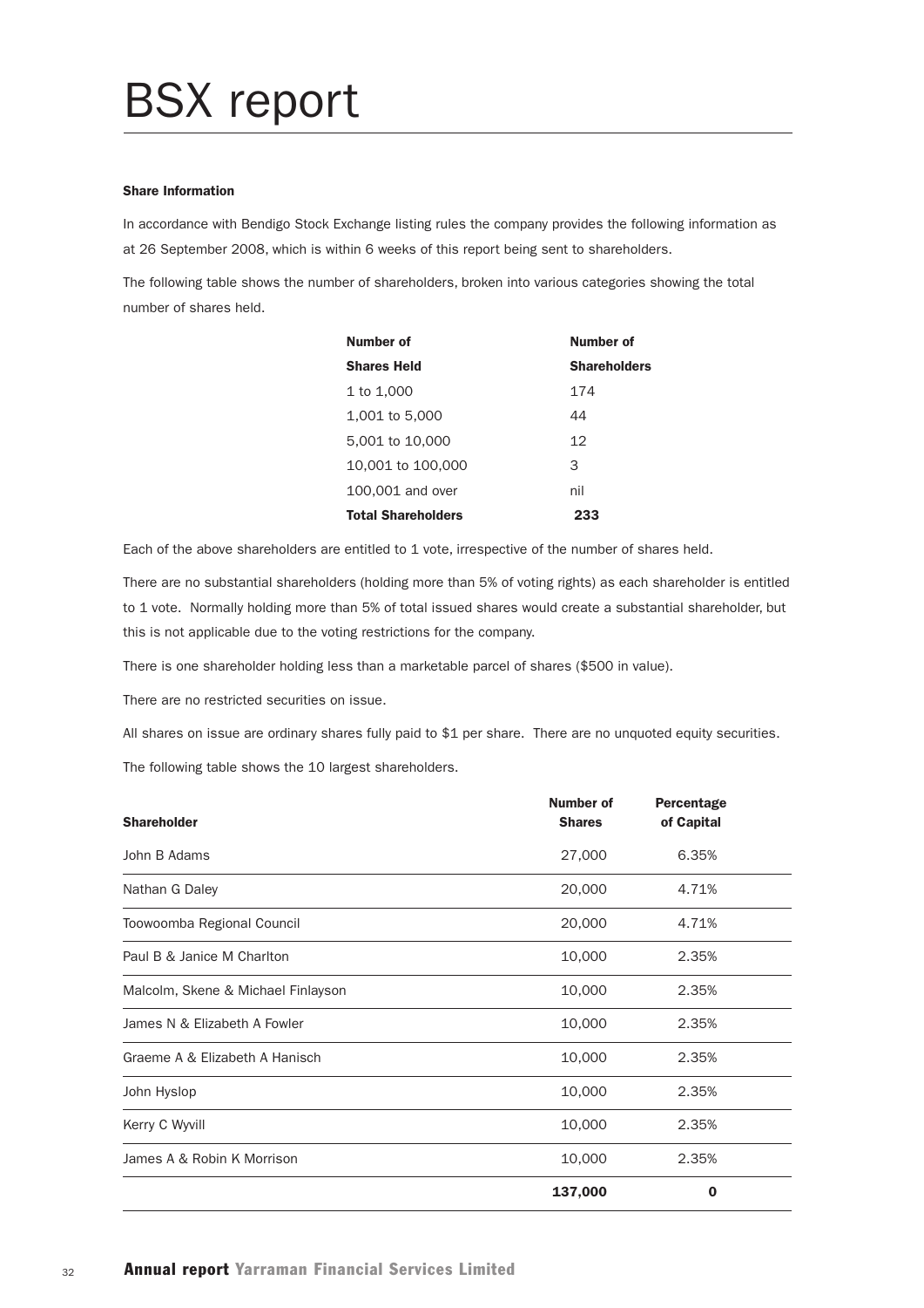# BSX report

**Share Information**

In accordance with Bendigo Stock Exchange listing rules the company provides the following information as at 26 September 2008, which is within 6 weeks of this report being sent to shareholders.

The following table shows the number of shareholders, broken into various categories showing the total number of shares held.

| Number of Shares Held | Number of Shareholders |
|---|---|
| 1 to 1,000 | 174 |
| 1,001 to 5,000 | 44 |
| 5,001 to 10,000 | 12 |
| 10,001 to 100,000 | 3 |
| 100,001 and over | nil |
| **Total Shareholders** | **233** |

Each of the above shareholders are entitled to 1 vote, irrespective of the number of shares held.

There are no substantial shareholders (holding more than 5% of voting rights) as each shareholder is entitled to 1 vote. Normally holding more than 5% of total issued shares would create a substantial shareholder, but this is not applicable due to the voting restrictions for the company.

There is one shareholder holding less than a marketable parcel of shares ($500 in value).

There are no restricted securities on issue.

All shares on issue are ordinary shares fully paid to $1 per share. There are no unquoted equity securities.

The following table shows the 10 largest shareholders.

| Shareholder | Number of Shares | Percentage of Capital |
|---|---|---|
| John B Adams | 27,000 | 6.35% |
| Nathan G Daley | 20,000 | 4.71% |
| Toowoomba Regional Council | 20,000 | 4.71% |
| Paul B & Janice M Charlton | 10,000 | 2.35% |
| Malcolm, Skene & Michael Finlayson | 10,000 | 2.35% |
| James N & Elizabeth A Fowler | 10,000 | 2.35% |
| Graeme A & Elizabeth A Hanisch | 10,000 | 2.35% |
| John Hyslop | 10,000 | 2.35% |
| Kerry C Wyvill | 10,000 | 2.35% |
| James A & Robin K Morrison | 10,000 | 2.35% |
| | **137,000** | **0** |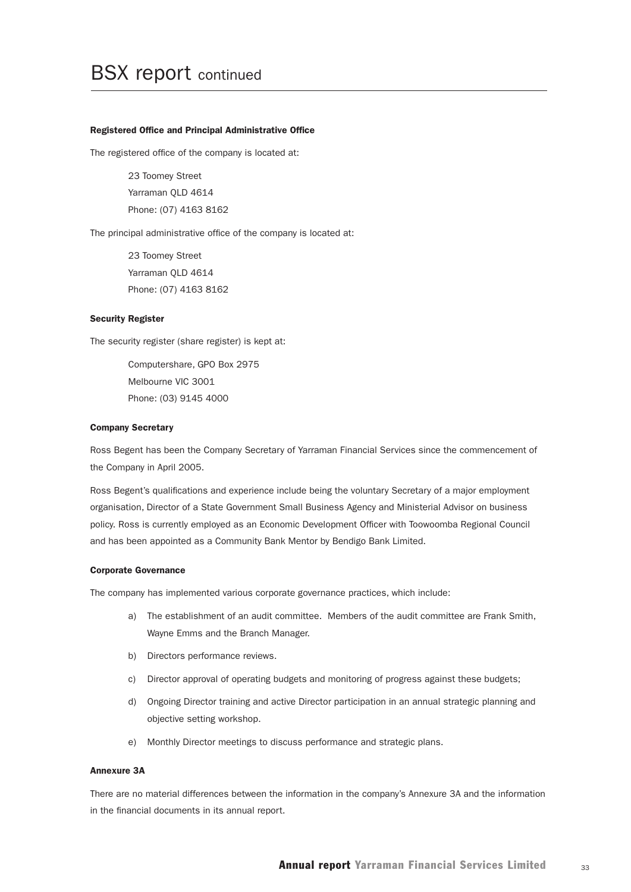# BSX report continued

#### Registered Office and Principal Administrative Office

The registered office of the company is located at:

23 Toomey Street
Yarraman QLD 4614
Phone: (07) 4163 8162

The principal administrative office of the company is located at:

23 Toomey Street
Yarraman QLD 4614
Phone: (07) 4163 8162

#### Security Register

The security register (share register) is kept at:

Computershare, GPO Box 2975
Melbourne VIC 3001
Phone: (03) 9145 4000

#### Company Secretary

Ross Begent has been the Company Secretary of Yarraman Financial Services since the commencement of the Company in April 2005.

Ross Begent's qualifications and experience include being the voluntary Secretary of a major employment organisation, Director of a State Government Small Business Agency and Ministerial Advisor on business policy. Ross is currently employed as an Economic Development Officer with Toowoomba Regional Council and has been appointed as a Community Bank Mentor by Bendigo Bank Limited.

#### Corporate Governance

The company has implemented various corporate governance practices, which include:

a) The establishment of an audit committee. Members of the audit committee are Frank Smith, Wayne Emms and the Branch Manager.

b) Directors performance reviews.

c) Director approval of operating budgets and monitoring of progress against these budgets;

d) Ongoing Director training and active Director participation in an annual strategic planning and objective setting workshop.

e) Monthly Director meetings to discuss performance and strategic plans.

#### Annexure 3A

There are no material differences between the information in the company's Annexure 3A and the information in the financial documents in its annual report.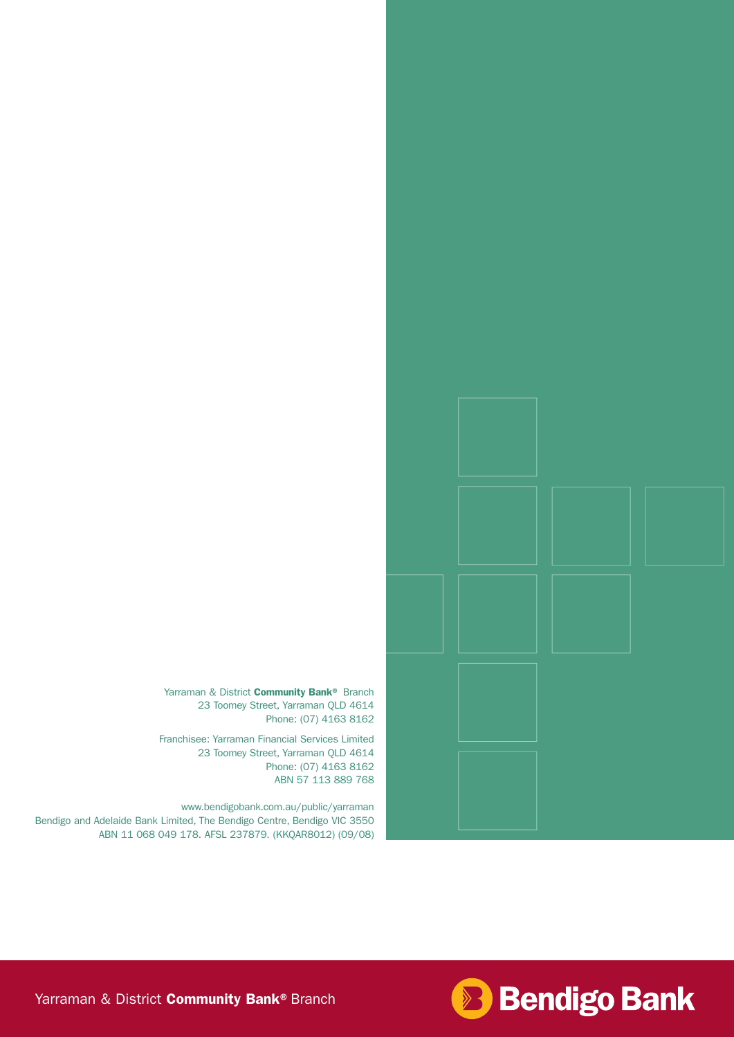Yarraman & District **Community Bank®** Branch
23 Toomey Street, Yarraman QLD 4614
Phone: (07) 4163 8162

Franchisee: Yarraman Financial Services Limited
23 Toomey Street, Yarraman QLD 4614
Phone: (07) 4163 8162
ABN 57 113 889 768

www.bendigobank.com.au/public/yarraman
Bendigo and Adelaide Bank Limited, The Bendigo Centre, Bendigo VIC 3550
ABN 11 068 049 178. AFSL 237879. (KKQAR8012) (09/08)

Yarraman & District **Community Bank®** Branch

Bendigo Bank